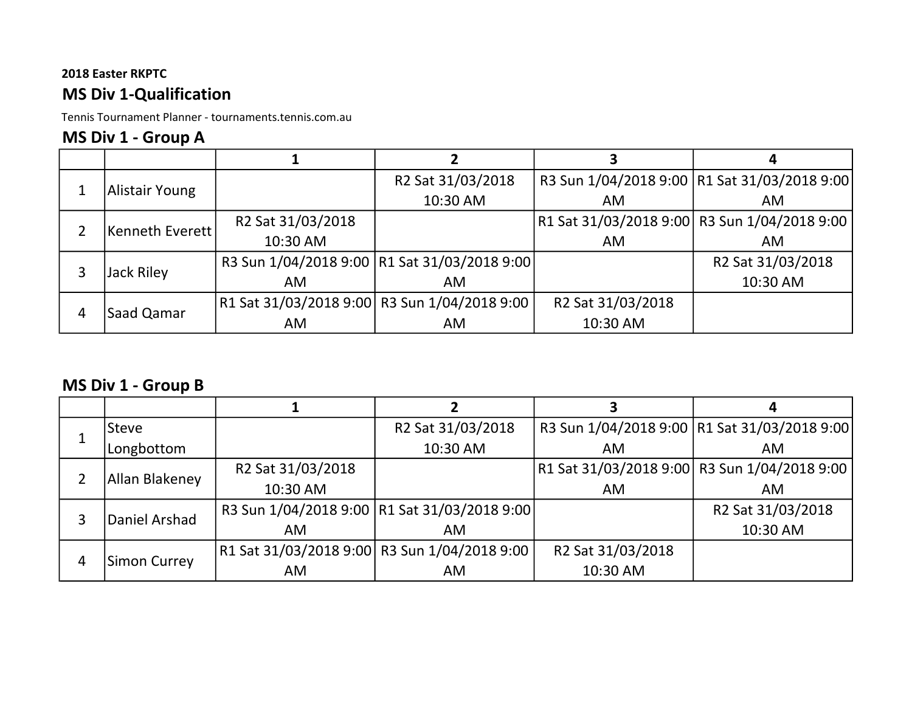**2018 Easter RKPTC**

## MS Div 1-Qualification

Tennis Tournament Planner - tournaments.tennis.com.au

## MS Div 1 - Group A

| | | 1 | 2 | 3 | 4 |
|---|---|---|---|---|---|
| 1 | Alistair Young | | R2 Sat 31/03/2018 10:30 AM | R3 Sun 1/04/2018 9:00 AM | R1 Sat 31/03/2018 9:00 AM |
| 2 | Kenneth Everett | R2 Sat 31/03/2018 10:30 AM | | R1 Sat 31/03/2018 9:00 AM | R3 Sun 1/04/2018 9:00 AM |
| 3 | Jack Riley | R3 Sun 1/04/2018 9:00 AM | R1 Sat 31/03/2018 9:00 AM | | R2 Sat 31/03/2018 10:30 AM |
| 4 | Saad Qamar | R1 Sat 31/03/2018 9:00 AM | R3 Sun 1/04/2018 9:00 AM | R2 Sat 31/03/2018 10:30 AM | |

## MS Div 1 - Group B

| | | 1 | 2 | 3 | 4 |
|---|---|---|---|---|---|
| 1 | Steve Longbottom | | R2 Sat 31/03/2018 10:30 AM | R3 Sun 1/04/2018 9:00 AM | R1 Sat 31/03/2018 9:00 AM |
| 2 | Allan Blakeney | R2 Sat 31/03/2018 10:30 AM | | R1 Sat 31/03/2018 9:00 AM | R3 Sun 1/04/2018 9:00 AM |
| 3 | Daniel Arshad | R3 Sun 1/04/2018 9:00 AM | R1 Sat 31/03/2018 9:00 AM | | R2 Sat 31/03/2018 10:30 AM |
| 4 | Simon Currey | R1 Sat 31/03/2018 9:00 AM | R3 Sun 1/04/2018 9:00 AM | R2 Sat 31/03/2018 10:30 AM | |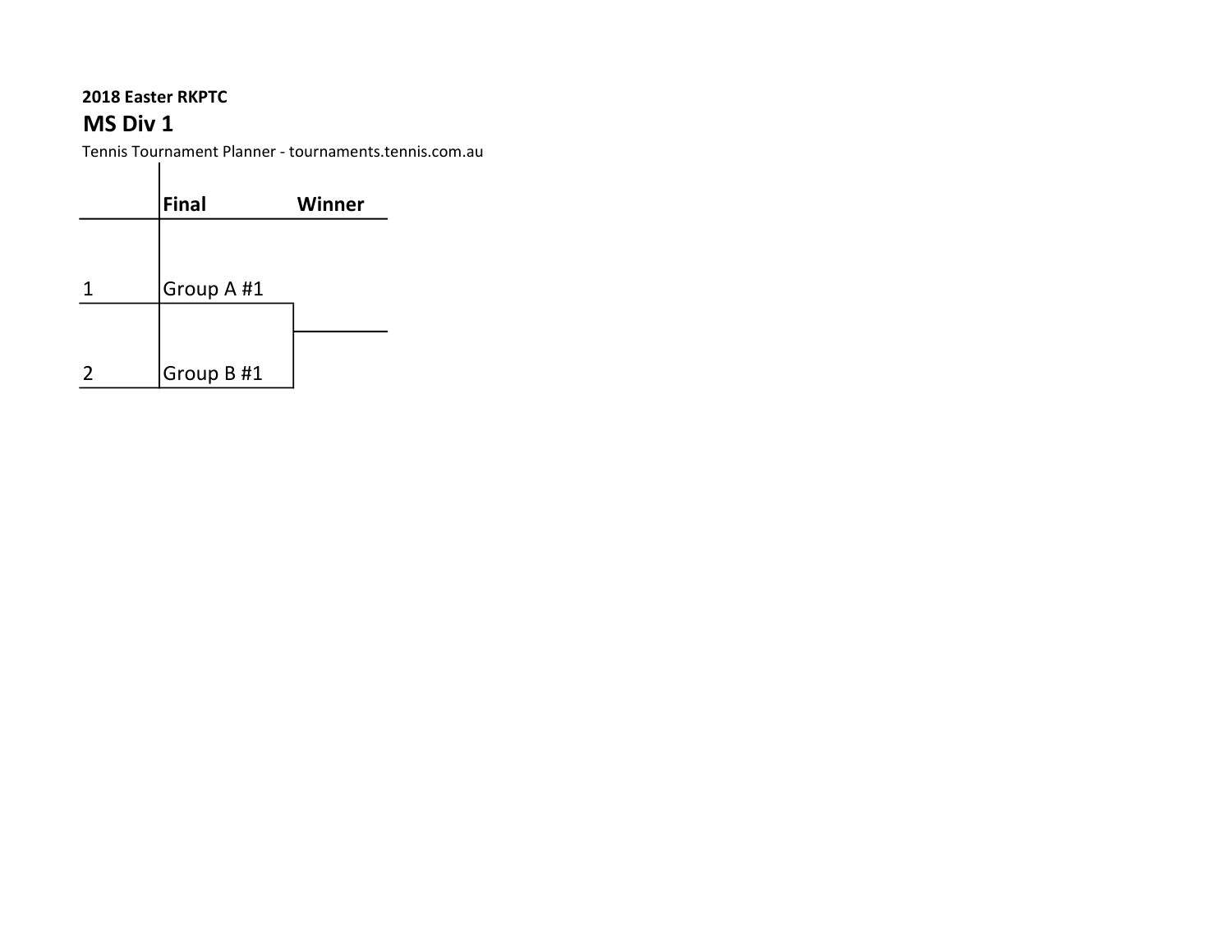**2018 Easter RKPTC**

## MS Div 1

Tennis Tournament Planner - tournaments.tennis.com.au

| | Final | Winner |
|---|---|---|
| 1 | Group A #1 | |
| 2 | Group B #1 | |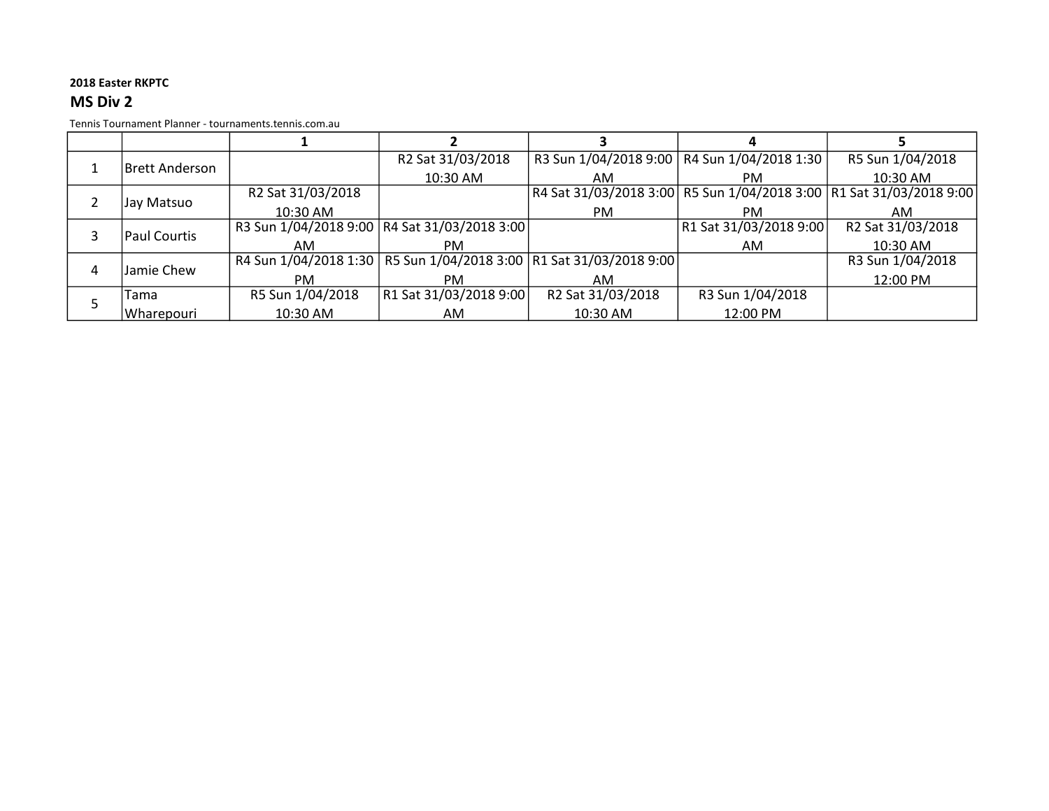**2018 Easter RKPTC**

## MS Div 2

Tennis Tournament Planner - tournaments.tennis.com.au

| | | 1 | 2 | 3 | 4 | 5 |
|---|---|---|---|---|---|---|
| 1 | Brett Anderson | | R2 Sat 31/03/2018 10:30 AM | R3 Sun 1/04/2018 9:00 AM | R4 Sun 1/04/2018 1:30 PM | R5 Sun 1/04/2018 10:30 AM |
| 2 | Jay Matsuo | R2 Sat 31/03/2018 10:30 AM | | R4 Sat 31/03/2018 3:00 PM | R5 Sun 1/04/2018 3:00 PM | R1 Sat 31/03/2018 9:00 AM |
| 3 | Paul Courtis | R3 Sun 1/04/2018 9:00 AM | R4 Sat 31/03/2018 3:00 PM | | R1 Sat 31/03/2018 9:00 AM | R2 Sat 31/03/2018 10:30 AM |
| 4 | Jamie Chew | R4 Sun 1/04/2018 1:30 PM | R5 Sun 1/04/2018 3:00 PM | R1 Sat 31/03/2018 9:00 AM | | R3 Sun 1/04/2018 12:00 PM |
| 5 | Tama Wharepouri | R5 Sun 1/04/2018 10:30 AM | R1 Sat 31/03/2018 9:00 AM | R2 Sat 31/03/2018 10:30 AM | R3 Sun 1/04/2018 12:00 PM | |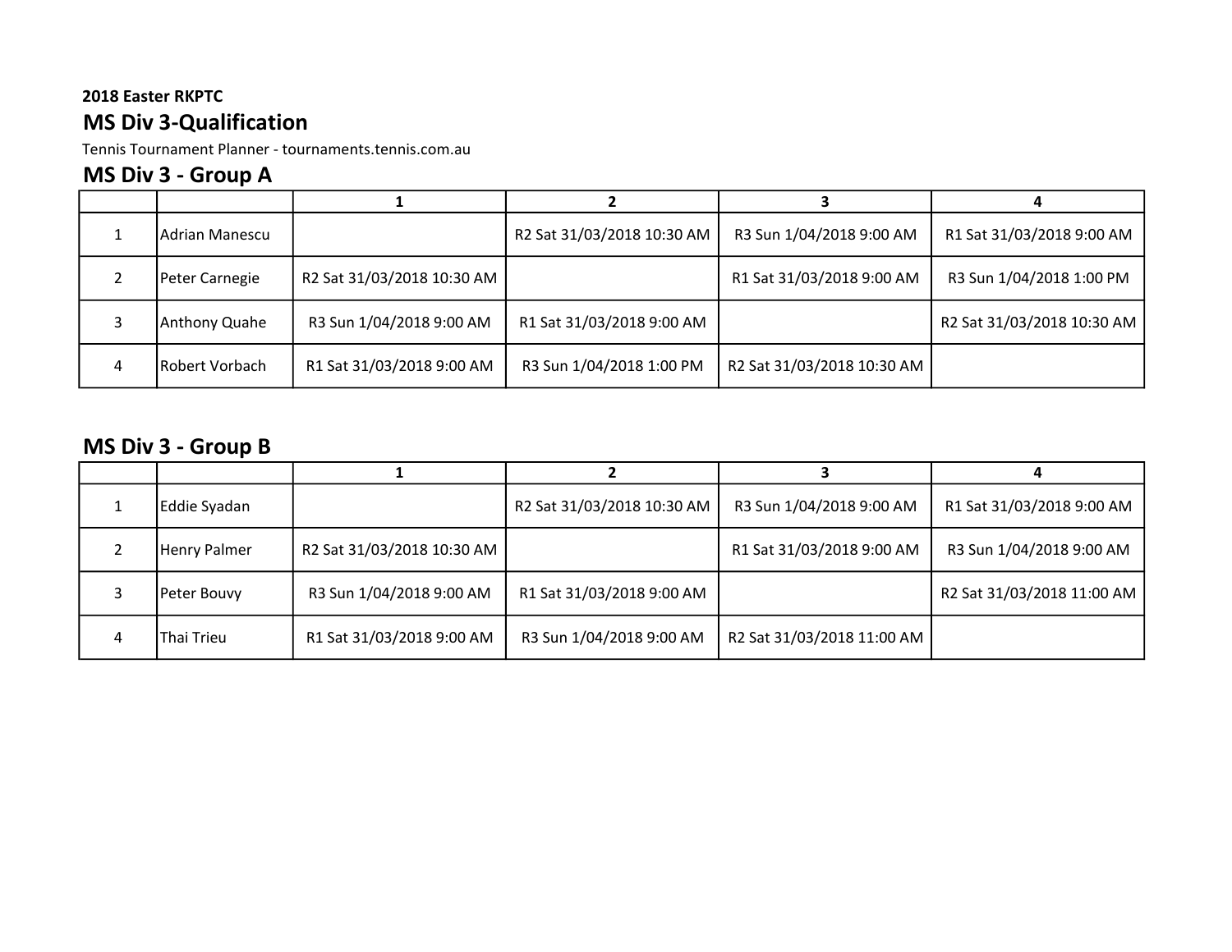**2018 Easter RKPTC**

## MS Div 3-Qualification

Tennis Tournament Planner - tournaments.tennis.com.au

## MS Div 3 - Group A

| | | 1 | 2 | 3 | 4 |
|---|---|---|---|---|---|
| 1 | Adrian Manescu | | R2 Sat 31/03/2018 10:30 AM | R3 Sun 1/04/2018 9:00 AM | R1 Sat 31/03/2018 9:00 AM |
| 2 | Peter Carnegie | R2 Sat 31/03/2018 10:30 AM | | R1 Sat 31/03/2018 9:00 AM | R3 Sun 1/04/2018 1:00 PM |
| 3 | Anthony Quahe | R3 Sun 1/04/2018 9:00 AM | R1 Sat 31/03/2018 9:00 AM | | R2 Sat 31/03/2018 10:30 AM |
| 4 | Robert Vorbach | R1 Sat 31/03/2018 9:00 AM | R3 Sun 1/04/2018 1:00 PM | R2 Sat 31/03/2018 10:30 AM | |

## MS Div 3 - Group B

| | | 1 | 2 | 3 | 4 |
|---|---|---|---|---|---|
| 1 | Eddie Syadan | | R2 Sat 31/03/2018 10:30 AM | R3 Sun 1/04/2018 9:00 AM | R1 Sat 31/03/2018 9:00 AM |
| 2 | Henry Palmer | R2 Sat 31/03/2018 10:30 AM | | R1 Sat 31/03/2018 9:00 AM | R3 Sun 1/04/2018 9:00 AM |
| 3 | Peter Bouvy | R3 Sun 1/04/2018 9:00 AM | R1 Sat 31/03/2018 9:00 AM | | R2 Sat 31/03/2018 11:00 AM |
| 4 | Thai Trieu | R1 Sat 31/03/2018 9:00 AM | R3 Sun 1/04/2018 9:00 AM | R2 Sat 31/03/2018 11:00 AM | |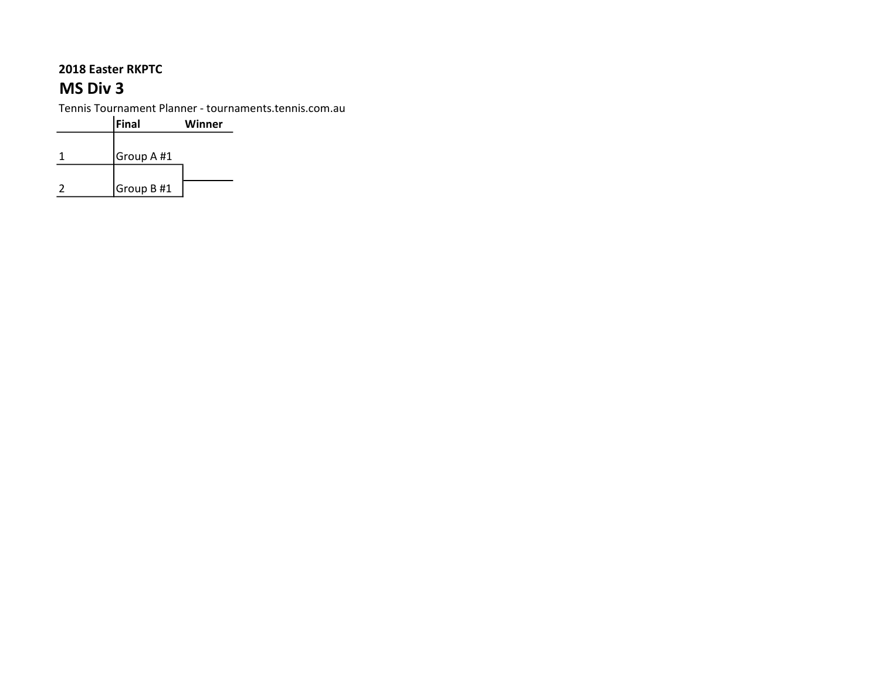**2018 Easter RKPTC**

## MS Div 3

Tennis Tournament Planner - tournaments.tennis.com.au

| | Final | Winner |
|---|---|---|
| 1 | Group A #1 | |
| 2 | Group B #1 | |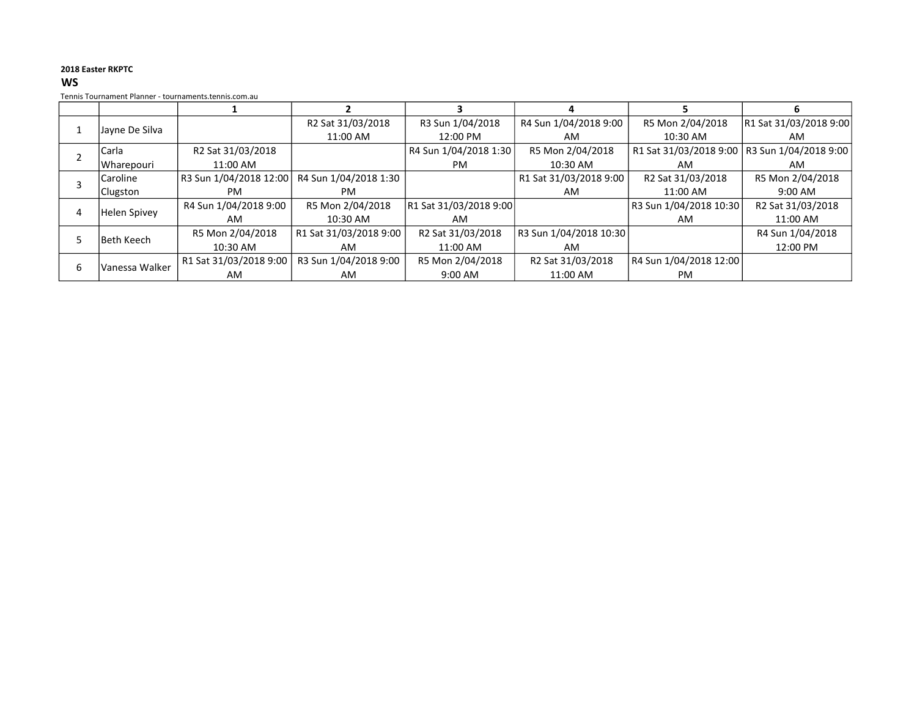**2018 Easter RKPTC**

**WS**

Tennis Tournament Planner - tournaments.tennis.com.au

| | | 1 | 2 | 3 | 4 | 5 | 6 |
|---|---|---|---|---|---|---|---|
| 1 | Jayne De Silva | | R2 Sat 31/03/2018 11:00 AM | R3 Sun 1/04/2018 12:00 PM | R4 Sun 1/04/2018 9:00 AM | R5 Mon 2/04/2018 10:30 AM | R1 Sat 31/03/2018 9:00 AM |
| 2 | Carla Wharepouri | R2 Sat 31/03/2018 11:00 AM | | R4 Sun 1/04/2018 1:30 PM | R5 Mon 2/04/2018 10:30 AM | R1 Sat 31/03/2018 9:00 AM | R3 Sun 1/04/2018 9:00 AM |
| 3 | Caroline Clugston | R3 Sun 1/04/2018 12:00 PM | R4 Sun 1/04/2018 1:30 PM | | R1 Sat 31/03/2018 9:00 AM | R2 Sat 31/03/2018 11:00 AM | R5 Mon 2/04/2018 9:00 AM |
| 4 | Helen Spivey | R4 Sun 1/04/2018 9:00 AM | R5 Mon 2/04/2018 10:30 AM | R1 Sat 31/03/2018 9:00 AM | | R3 Sun 1/04/2018 10:30 AM | R2 Sat 31/03/2018 11:00 AM |
| 5 | Beth Keech | R5 Mon 2/04/2018 10:30 AM | R1 Sat 31/03/2018 9:00 AM | R2 Sat 31/03/2018 11:00 AM | R3 Sun 1/04/2018 10:30 AM | | R4 Sun 1/04/2018 12:00 PM |
| 6 | Vanessa Walker | R1 Sat 31/03/2018 9:00 AM | R3 Sun 1/04/2018 9:00 AM | R5 Mon 2/04/2018 9:00 AM | R2 Sat 31/03/2018 11:00 AM | R4 Sun 1/04/2018 12:00 PM | |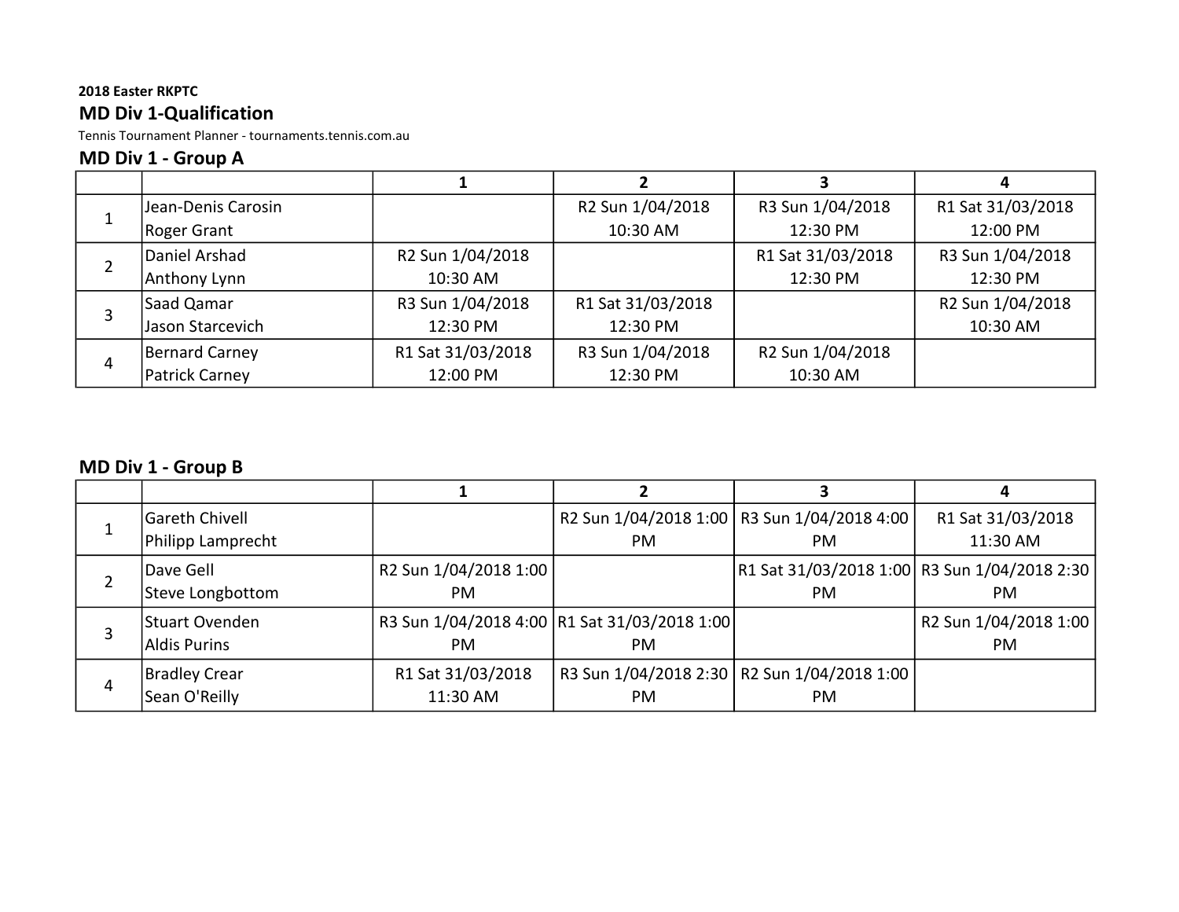**2018 Easter RKPTC**

## MD Div 1-Qualification

Tennis Tournament Planner - tournaments.tennis.com.au

### MD Div 1 - Group A

| | | 1 | 2 | 3 | 4 |
|---|---|---|---|---|---|
| 1 | Jean-Denis Carosin<br>Roger Grant | | R2 Sun 1/04/2018 10:30 AM | R3 Sun 1/04/2018 12:30 PM | R1 Sat 31/03/2018 12:00 PM |
| 2 | Daniel Arshad<br>Anthony Lynn | R2 Sun 1/04/2018 10:30 AM | | R1 Sat 31/03/2018 12:30 PM | R3 Sun 1/04/2018 12:30 PM |
| 3 | Saad Qamar<br>Jason Starcevich | R3 Sun 1/04/2018 12:30 PM | R1 Sat 31/03/2018 12:30 PM | | R2 Sun 1/04/2018 10:30 AM |
| 4 | Bernard Carney<br>Patrick Carney | R1 Sat 31/03/2018 12:00 PM | R3 Sun 1/04/2018 12:30 PM | R2 Sun 1/04/2018 10:30 AM | |

### MD Div 1 - Group B

| | | 1 | 2 | 3 | 4 |
|---|---|---|---|---|---|
| 1 | Gareth Chivell<br>Philipp Lamprecht | | R2 Sun 1/04/2018 1:00 PM | R3 Sun 1/04/2018 4:00 PM | R1 Sat 31/03/2018 11:30 AM |
| 2 | Dave Gell<br>Steve Longbottom | R2 Sun 1/04/2018 1:00 PM | | R1 Sat 31/03/2018 1:00 PM | R3 Sun 1/04/2018 2:30 PM |
| 3 | Stuart Ovenden<br>Aldis Purins | R3 Sun 1/04/2018 4:00 PM | R1 Sat 31/03/2018 1:00 PM | | R2 Sun 1/04/2018 1:00 PM |
| 4 | Bradley Crear<br>Sean O'Reilly | R1 Sat 31/03/2018 11:30 AM | R3 Sun 1/04/2018 2:30 PM | R2 Sun 1/04/2018 1:00 PM | |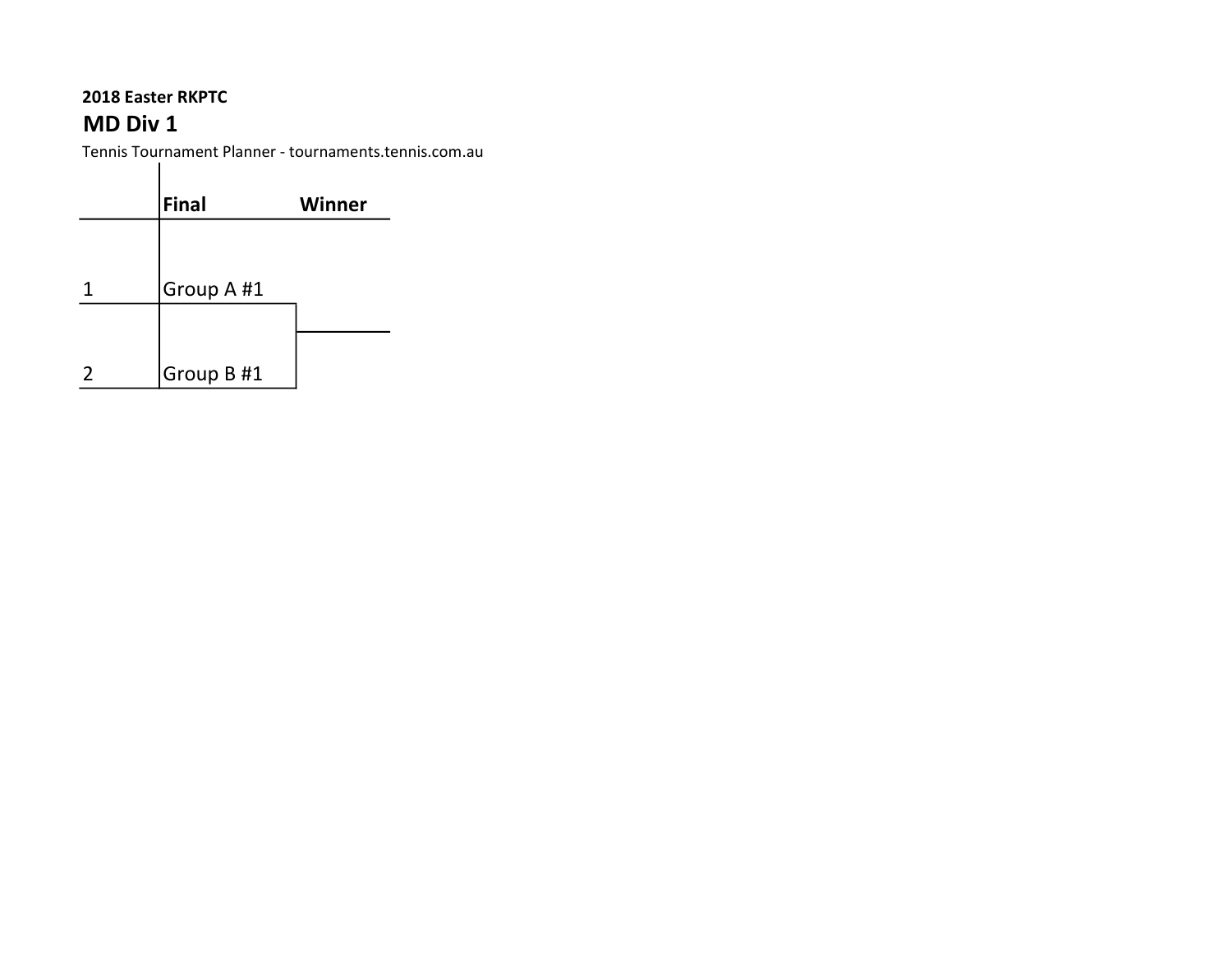**2018 Easter RKPTC**

## MD Div 1

Tennis Tournament Planner - tournaments.tennis.com.au

| | Final | Winner |
|---|---|---|
| 1 | Group A #1 | |
| 2 | Group B #1 | |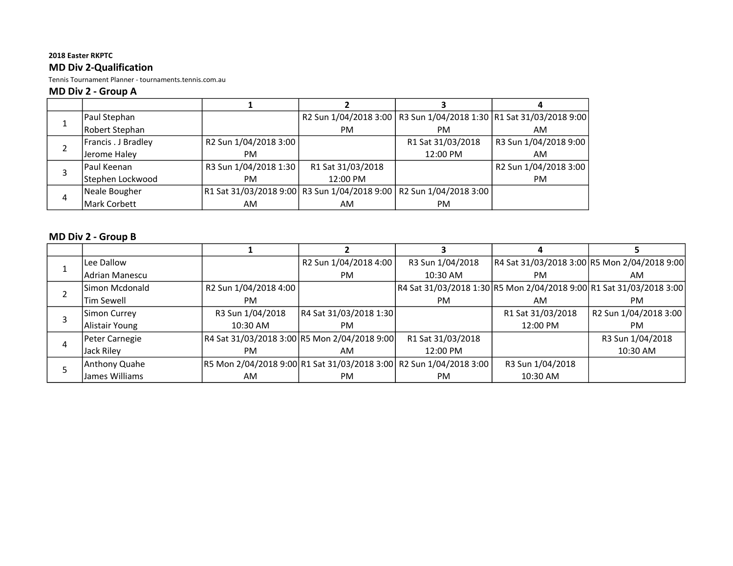**2018 Easter RKPTC**

## MD Div 2-Qualification

Tennis Tournament Planner - tournaments.tennis.com.au

### MD Div 2 - Group A

| | | 1 | 2 | 3 | 4 |
|---|---|---|---|---|---|
| 1 | Paul Stephan<br>Robert Stephan | | R2 Sun 1/04/2018 3:00 PM | R3 Sun 1/04/2018 1:30 PM | R1 Sat 31/03/2018 9:00 AM |
| 2 | Francis . J Bradley<br>Jerome Haley | R2 Sun 1/04/2018 3:00 PM | | R1 Sat 31/03/2018 12:00 PM | R3 Sun 1/04/2018 9:00 AM |
| 3 | Paul Keenan<br>Stephen Lockwood | R3 Sun 1/04/2018 1:30 PM | R1 Sat 31/03/2018 12:00 PM | | R2 Sun 1/04/2018 3:00 PM |
| 4 | Neale Bougher<br>Mark Corbett | R1 Sat 31/03/2018 9:00 AM | R3 Sun 1/04/2018 9:00 AM | R2 Sun 1/04/2018 3:00 PM | |

### MD Div 2 - Group B

| | | 1 | 2 | 3 | 4 | 5 |
|---|---|---|---|---|---|---|
| 1 | Lee Dallow<br>Adrian Manescu | | R2 Sun 1/04/2018 4:00 PM | R3 Sun 1/04/2018 10:30 AM | R4 Sat 31/03/2018 3:00 PM | R5 Mon 2/04/2018 9:00 AM |
| 2 | Simon Mcdonald<br>Tim Sewell | R2 Sun 1/04/2018 4:00 PM | | R4 Sat 31/03/2018 1:30 PM | R5 Mon 2/04/2018 9:00 AM | R1 Sat 31/03/2018 3:00 PM |
| 3 | Simon Currey<br>Alistair Young | R3 Sun 1/04/2018 10:30 AM | R4 Sat 31/03/2018 1:30 PM | | R1 Sat 31/03/2018 12:00 PM | R2 Sun 1/04/2018 3:00 PM |
| 4 | Peter Carnegie<br>Jack Riley | R4 Sat 31/03/2018 3:00 PM | R5 Mon 2/04/2018 9:00 AM | R1 Sat 31/03/2018 12:00 PM | | R3 Sun 1/04/2018 10:30 AM |
| 5 | Anthony Quahe<br>James Williams | R5 Mon 2/04/2018 9:00 AM | R1 Sat 31/03/2018 3:00 PM | R2 Sun 1/04/2018 3:00 PM | R3 Sun 1/04/2018 10:30 AM | |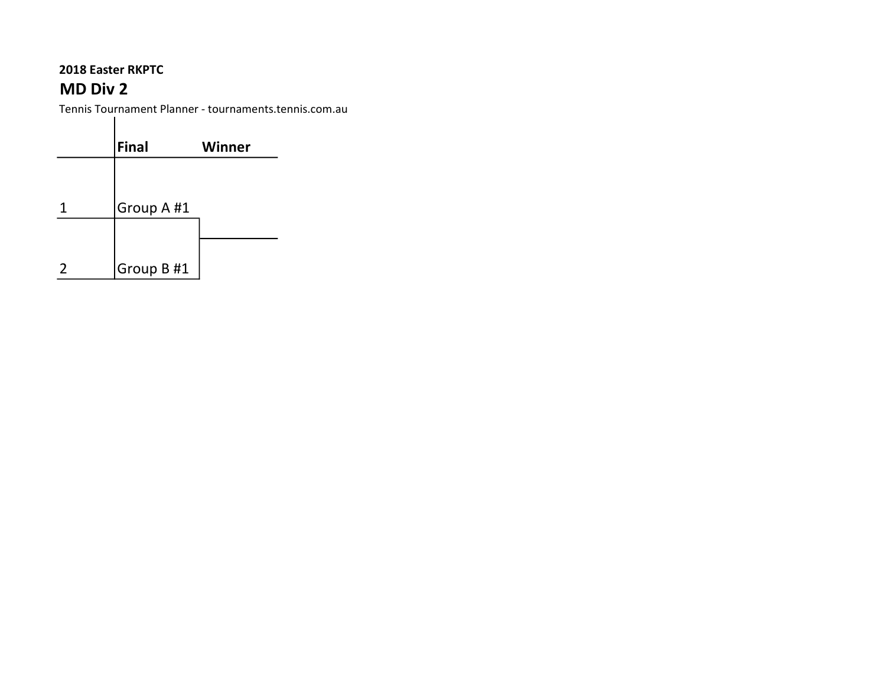**2018 Easter RKPTC**

## MD Div 2

Tennis Tournament Planner - tournaments.tennis.com.au

| | Final | Winner |
|---|---|---|
| 1 | Group A #1 | |
| 2 | Group B #1 | |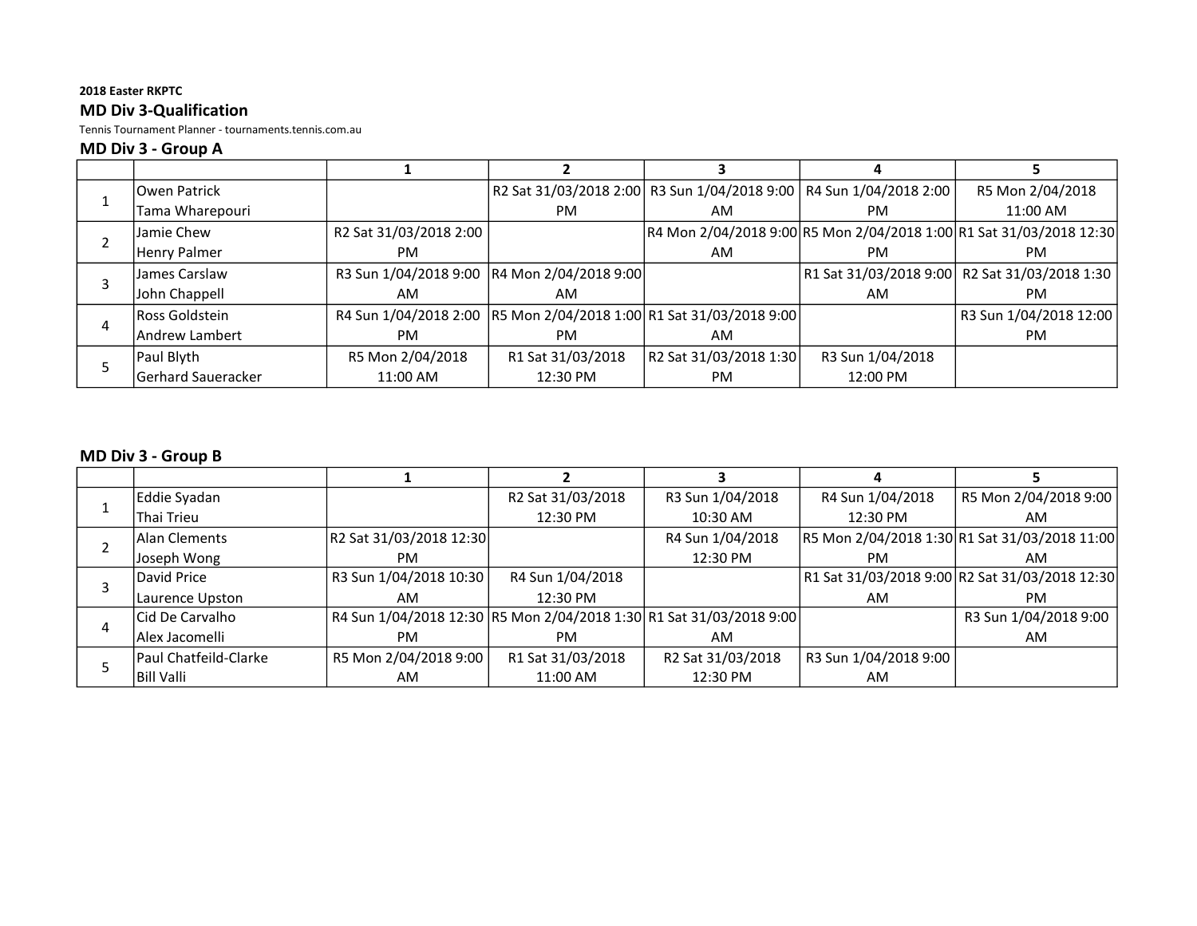**2018 Easter RKPTC**

## MD Div 3-Qualification

Tennis Tournament Planner - tournaments.tennis.com.au

### MD Div 3 - Group A

| | | 1 | 2 | 3 | 4 | 5 |
|---|---|---|---|---|---|---|
| 1 | Owen Patrick<br>Tama Wharepouri | | R2 Sat 31/03/2018 2:00 PM | R3 Sun 1/04/2018 9:00 AM | R4 Sun 1/04/2018 2:00 PM | R5 Mon 2/04/2018 11:00 AM |
| 2 | Jamie Chew<br>Henry Palmer | R2 Sat 31/03/2018 2:00 PM | | R4 Mon 2/04/2018 9:00 AM | R5 Mon 2/04/2018 1:00 PM | R1 Sat 31/03/2018 12:30 PM |
| 3 | James Carslaw<br>John Chappell | R3 Sun 1/04/2018 9:00 AM | R4 Mon 2/04/2018 9:00 AM | | R1 Sat 31/03/2018 9:00 AM | R2 Sat 31/03/2018 1:30 PM |
| 4 | Ross Goldstein<br>Andrew Lambert | R4 Sun 1/04/2018 2:00 PM | R5 Mon 2/04/2018 1:00 PM | R1 Sat 31/03/2018 9:00 AM | | R3 Sun 1/04/2018 12:00 PM |
| 5 | Paul Blyth<br>Gerhard Saueracker | R5 Mon 2/04/2018 11:00 AM | R1 Sat 31/03/2018 12:30 PM | R2 Sat 31/03/2018 1:30 PM | R3 Sun 1/04/2018 12:00 PM | |

### MD Div 3 - Group B

| | | 1 | 2 | 3 | 4 | 5 |
|---|---|---|---|---|---|---|
| 1 | Eddie Syadan<br>Thai Trieu | | R2 Sat 31/03/2018 12:30 PM | R3 Sun 1/04/2018 10:30 AM | R4 Sun 1/04/2018 12:30 PM | R5 Mon 2/04/2018 9:00 AM |
| 2 | Alan Clements<br>Joseph Wong | R2 Sat 31/03/2018 12:30 PM | | R4 Sun 1/04/2018 12:30 PM | R5 Mon 2/04/2018 1:30 PM | R1 Sat 31/03/2018 11:00 AM |
| 3 | David Price<br>Laurence Upston | R3 Sun 1/04/2018 10:30 AM | R4 Sun 1/04/2018 12:30 PM | | R1 Sat 31/03/2018 9:00 AM | R2 Sat 31/03/2018 12:30 PM |
| 4 | Cid De Carvalho<br>Alex Jacomelli | R4 Sun 1/04/2018 12:30 PM | R5 Mon 2/04/2018 1:30 PM | R1 Sat 31/03/2018 9:00 AM | | R3 Sun 1/04/2018 9:00 AM |
| 5 | Paul Chatfeild-Clarke<br>Bill Valli | R5 Mon 2/04/2018 9:00 AM | R1 Sat 31/03/2018 11:00 AM | R2 Sat 31/03/2018 12:30 PM | R3 Sun 1/04/2018 9:00 AM | |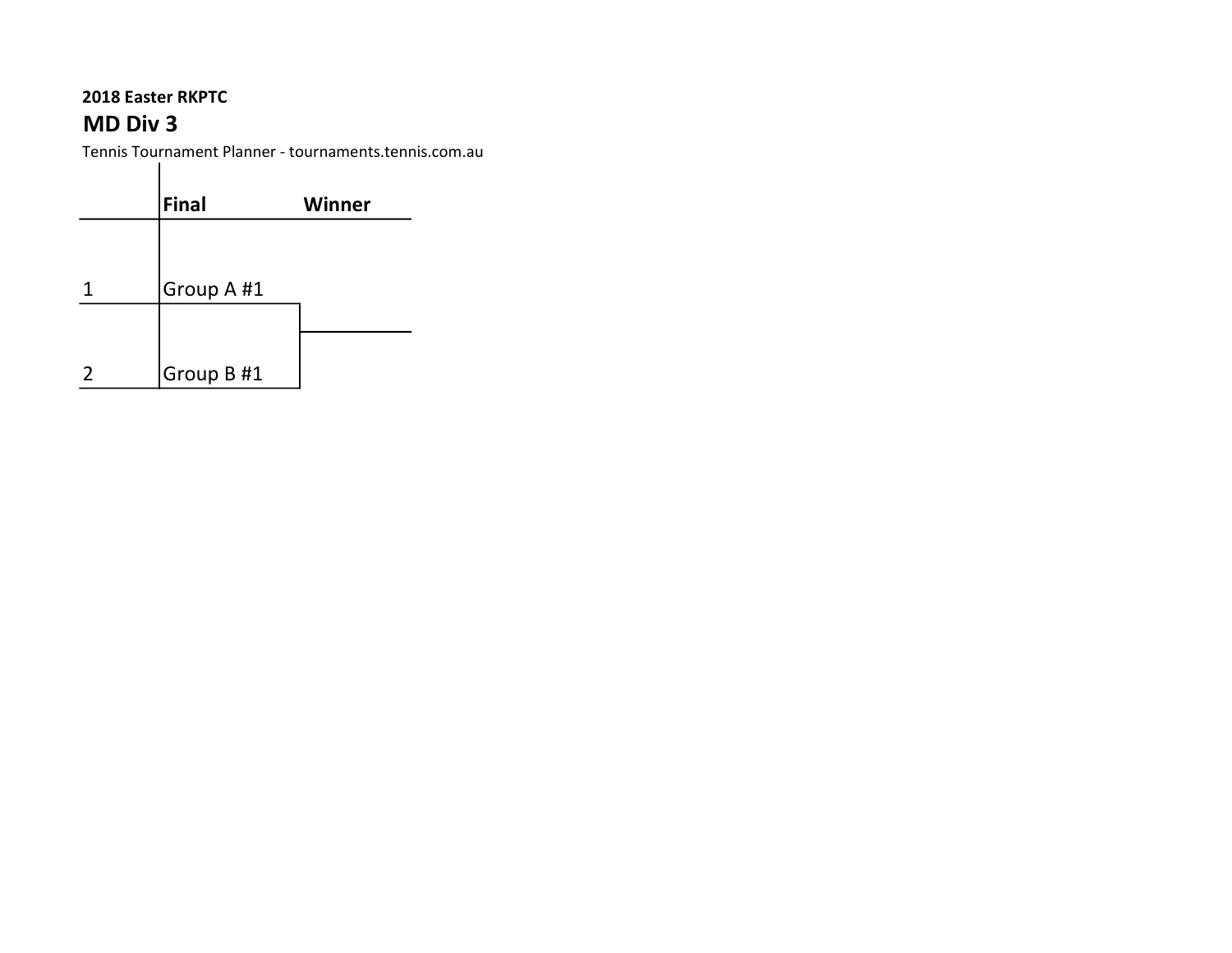**2018 Easter RKPTC**

## MD Div 3

Tennis Tournament Planner - tournaments.tennis.com.au

| | Final | Winner |
|---|---|---|
| 1 | Group A #1 | |
| 2 | Group B #1 | |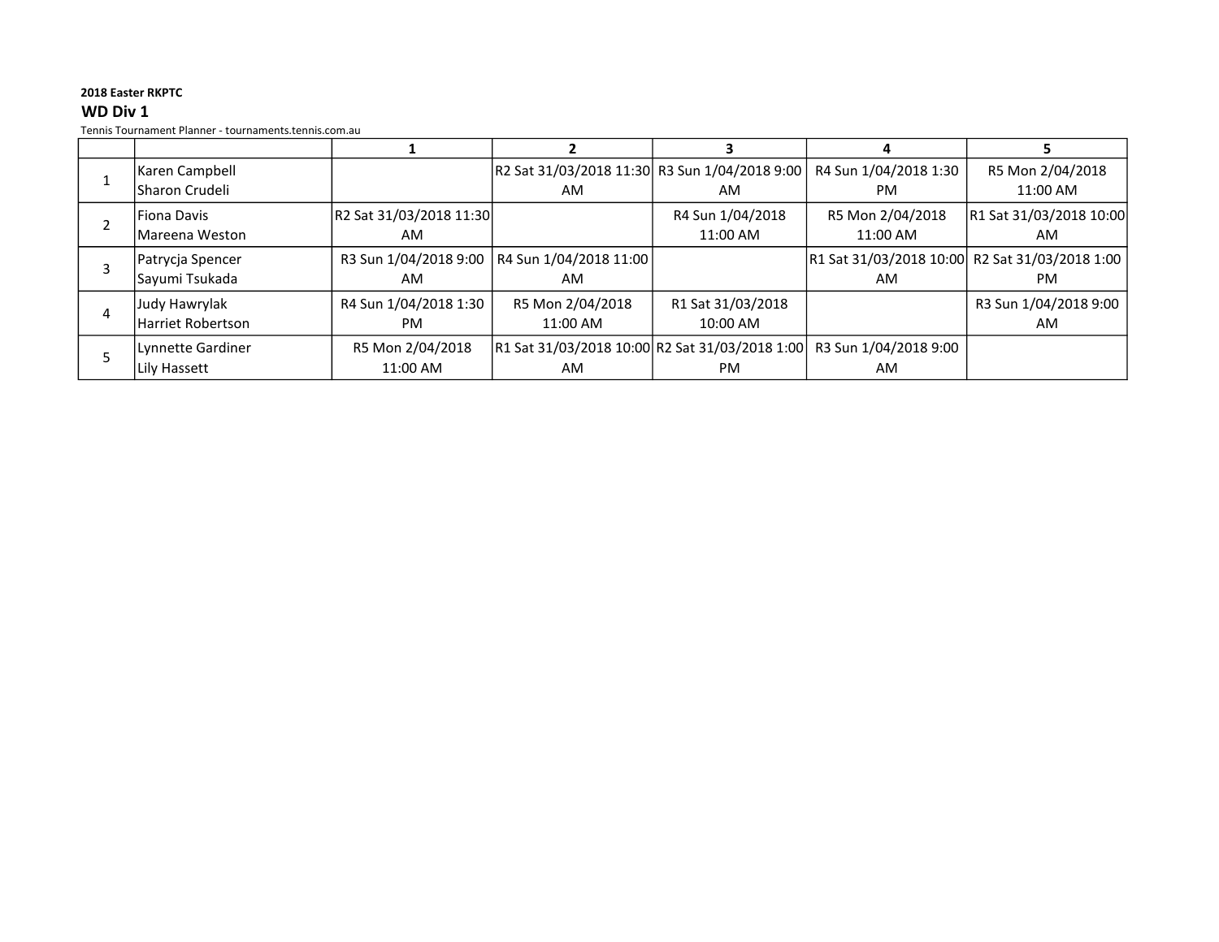**2018 Easter RKPTC**

## WD Div 1

Tennis Tournament Planner - tournaments.tennis.com.au

| | | 1 | 2 | 3 | 4 | 5 |
|---|---|---|---|---|---|---|
| 1 | Karen Campbell<br>Sharon Crudeli | | R2 Sat 31/03/2018 11:30 AM | R3 Sun 1/04/2018 9:00 AM | R4 Sun 1/04/2018 1:30 PM | R5 Mon 2/04/2018 11:00 AM |
| 2 | Fiona Davis<br>Mareena Weston | R2 Sat 31/03/2018 11:30 AM | | R4 Sun 1/04/2018 11:00 AM | R5 Mon 2/04/2018 11:00 AM | R1 Sat 31/03/2018 10:00 AM |
| 3 | Patrycja Spencer<br>Sayumi Tsukada | R3 Sun 1/04/2018 9:00 AM | R4 Sun 1/04/2018 11:00 AM | | R1 Sat 31/03/2018 10:00 AM | R2 Sat 31/03/2018 1:00 PM |
| 4 | Judy Hawrylak<br>Harriet Robertson | R4 Sun 1/04/2018 1:30 PM | R5 Mon 2/04/2018 11:00 AM | R1 Sat 31/03/2018 10:00 AM | | R3 Sun 1/04/2018 9:00 AM |
| 5 | Lynnette Gardiner<br>Lily Hassett | R5 Mon 2/04/2018 11:00 AM | R1 Sat 31/03/2018 10:00 AM | R2 Sat 31/03/2018 1:00 PM | R3 Sun 1/04/2018 9:00 AM | |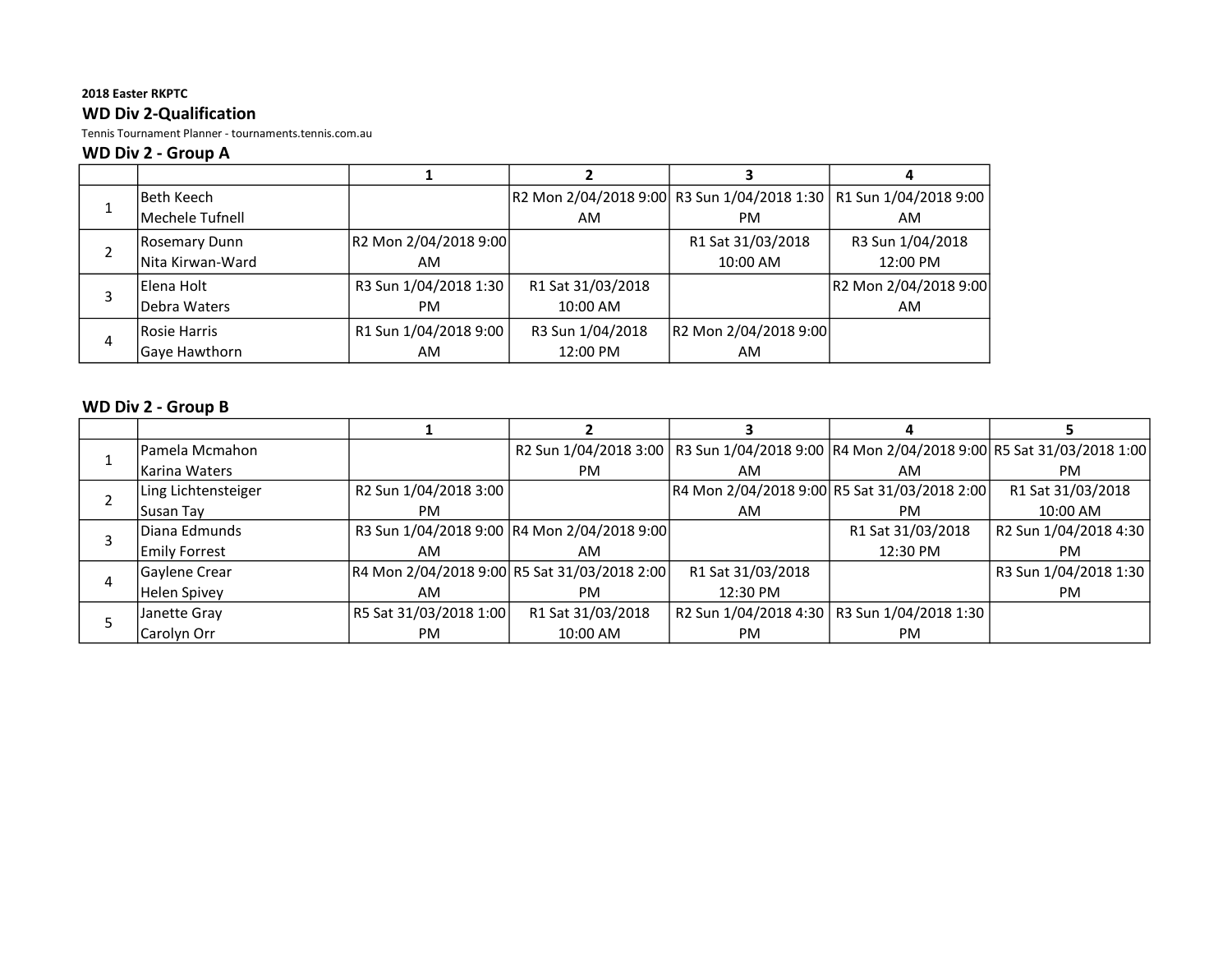**2018 Easter RKPTC**

## WD Div 2-Qualification

Tennis Tournament Planner - tournaments.tennis.com.au

### WD Div 2 - Group A

| | | 1 | 2 | 3 | 4 |
|---|---|---|---|---|---|
| 1 | Beth Keech<br>Mechele Tufnell | | R2 Mon 2/04/2018 9:00 AM | R3 Sun 1/04/2018 1:30 PM | R1 Sun 1/04/2018 9:00 AM |
| 2 | Rosemary Dunn<br>Nita Kirwan-Ward | R2 Mon 2/04/2018 9:00 AM | | R1 Sat 31/03/2018 10:00 AM | R3 Sun 1/04/2018 12:00 PM |
| 3 | Elena Holt<br>Debra Waters | R3 Sun 1/04/2018 1:30 PM | R1 Sat 31/03/2018 10:00 AM | | R2 Mon 2/04/2018 9:00 AM |
| 4 | Rosie Harris<br>Gaye Hawthorn | R1 Sun 1/04/2018 9:00 AM | R3 Sun 1/04/2018 12:00 PM | R2 Mon 2/04/2018 9:00 AM | |

### WD Div 2 - Group B

| | | 1 | 2 | 3 | 4 | 5 |
|---|---|---|---|---|---|---|
| 1 | Pamela Mcmahon<br>Karina Waters | | R2 Sun 1/04/2018 3:00 PM | R3 Sun 1/04/2018 9:00 AM | R4 Mon 2/04/2018 9:00 AM | R5 Sat 31/03/2018 1:00 PM |
| 2 | Ling Lichtensteiger<br>Susan Tay | R2 Sun 1/04/2018 3:00 PM | | R4 Mon 2/04/2018 9:00 AM | R5 Sat 31/03/2018 2:00 PM | R1 Sat 31/03/2018 10:00 AM |
| 3 | Diana Edmunds<br>Emily Forrest | R3 Sun 1/04/2018 9:00 AM | R4 Mon 2/04/2018 9:00 AM | | R1 Sat 31/03/2018 12:30 PM | R2 Sun 1/04/2018 4:30 PM |
| 4 | Gaylene Crear<br>Helen Spivey | R4 Mon 2/04/2018 9:00 AM | R5 Sat 31/03/2018 2:00 PM | R1 Sat 31/03/2018 12:30 PM | | R3 Sun 1/04/2018 1:30 PM |
| 5 | Janette Gray<br>Carolyn Orr | R5 Sat 31/03/2018 1:00 PM | R1 Sat 31/03/2018 10:00 AM | R2 Sun 1/04/2018 4:30 PM | R3 Sun 1/04/2018 1:30 PM | |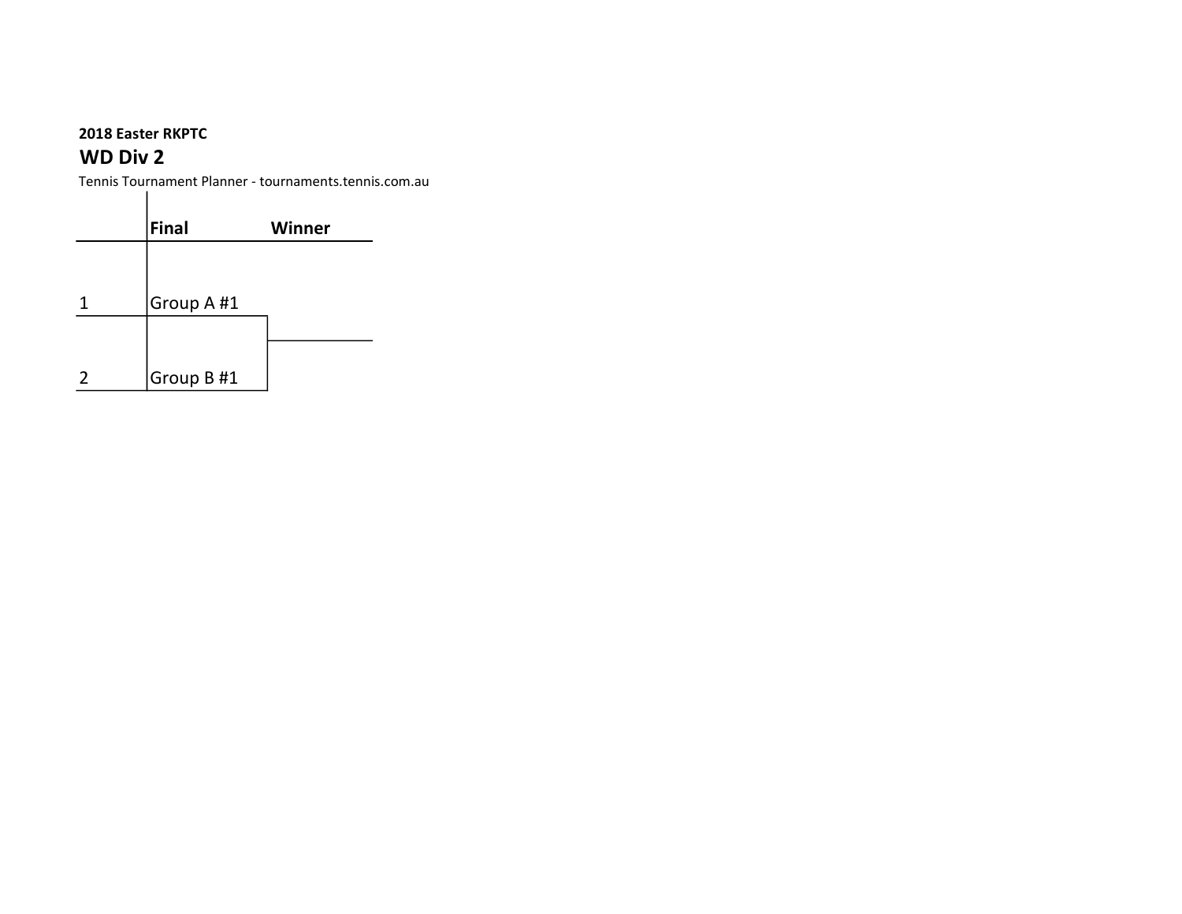**2018 Easter RKPTC**

## WD Div 2

Tennis Tournament Planner - tournaments.tennis.com.au

| | Final | Winner |
|---|---|---|
| 1 | Group A #1 | |
| 2 | Group B #1 | |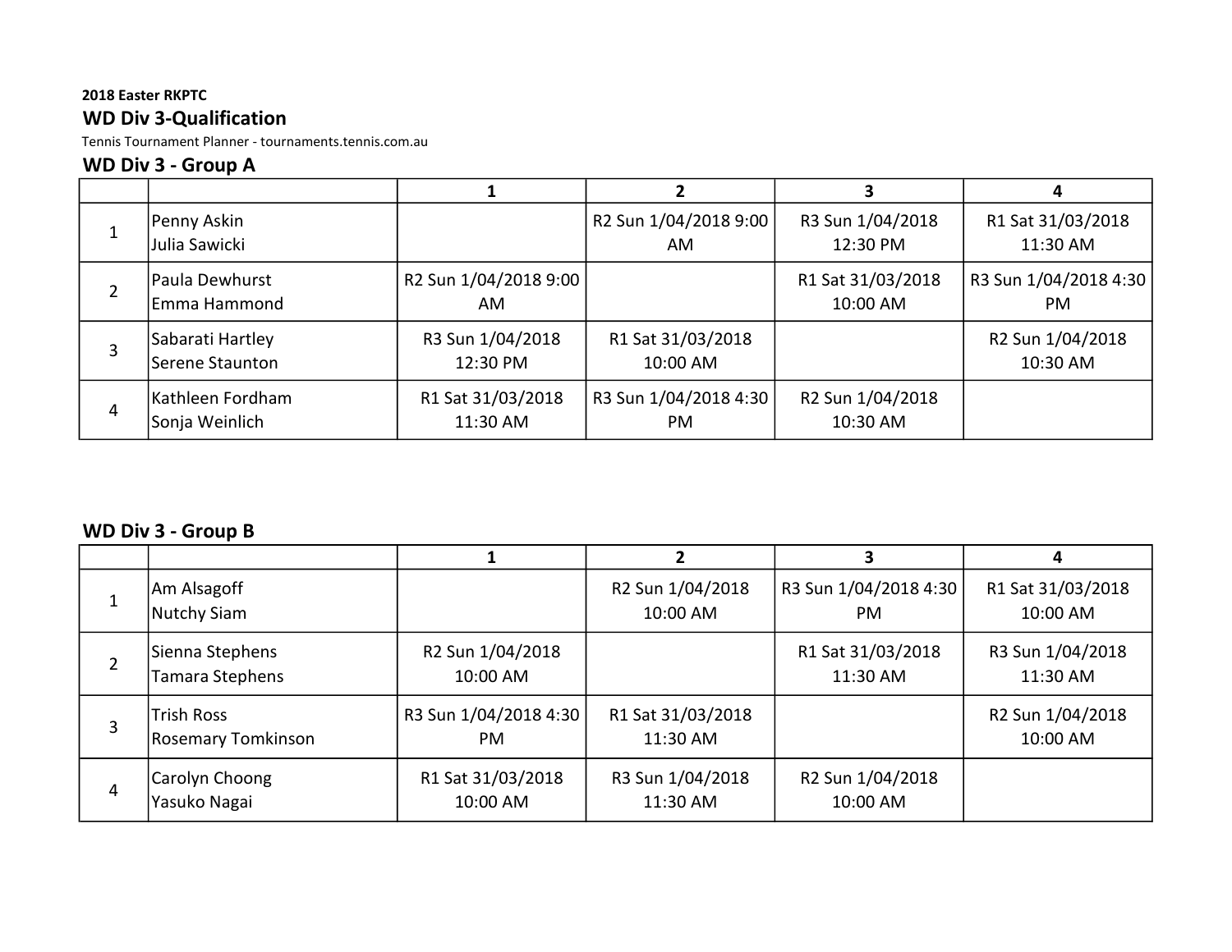**2018 Easter RKPTC**

## WD Div 3-Qualification

Tennis Tournament Planner - tournaments.tennis.com.au

### WD Div 3 - Group A

| | | 1 | 2 | 3 | 4 |
|---|---|---|---|---|---|
| 1 | Penny Askin<br>Julia Sawicki | | R2 Sun 1/04/2018 9:00 AM | R3 Sun 1/04/2018 12:30 PM | R1 Sat 31/03/2018 11:30 AM |
| 2 | Paula Dewhurst<br>Emma Hammond | R2 Sun 1/04/2018 9:00 AM | | R1 Sat 31/03/2018 10:00 AM | R3 Sun 1/04/2018 4:30 PM |
| 3 | Sabarati Hartley<br>Serene Staunton | R3 Sun 1/04/2018 12:30 PM | R1 Sat 31/03/2018 10:00 AM | | R2 Sun 1/04/2018 10:30 AM |
| 4 | Kathleen Fordham<br>Sonja Weinlich | R1 Sat 31/03/2018 11:30 AM | R3 Sun 1/04/2018 4:30 PM | R2 Sun 1/04/2018 10:30 AM | |

### WD Div 3 - Group B

| | | 1 | 2 | 3 | 4 |
|---|---|---|---|---|---|
| 1 | Am Alsagoff<br>Nutchy Siam | | R2 Sun 1/04/2018 10:00 AM | R3 Sun 1/04/2018 4:30 PM | R1 Sat 31/03/2018 10:00 AM |
| 2 | Sienna Stephens<br>Tamara Stephens | R2 Sun 1/04/2018 10:00 AM | | R1 Sat 31/03/2018 11:30 AM | R3 Sun 1/04/2018 11:30 AM |
| 3 | Trish Ross<br>Rosemary Tomkinson | R3 Sun 1/04/2018 4:30 PM | R1 Sat 31/03/2018 11:30 AM | | R2 Sun 1/04/2018 10:00 AM |
| 4 | Carolyn Choong<br>Yasuko Nagai | R1 Sat 31/03/2018 10:00 AM | R3 Sun 1/04/2018 11:30 AM | R2 Sun 1/04/2018 10:00 AM | |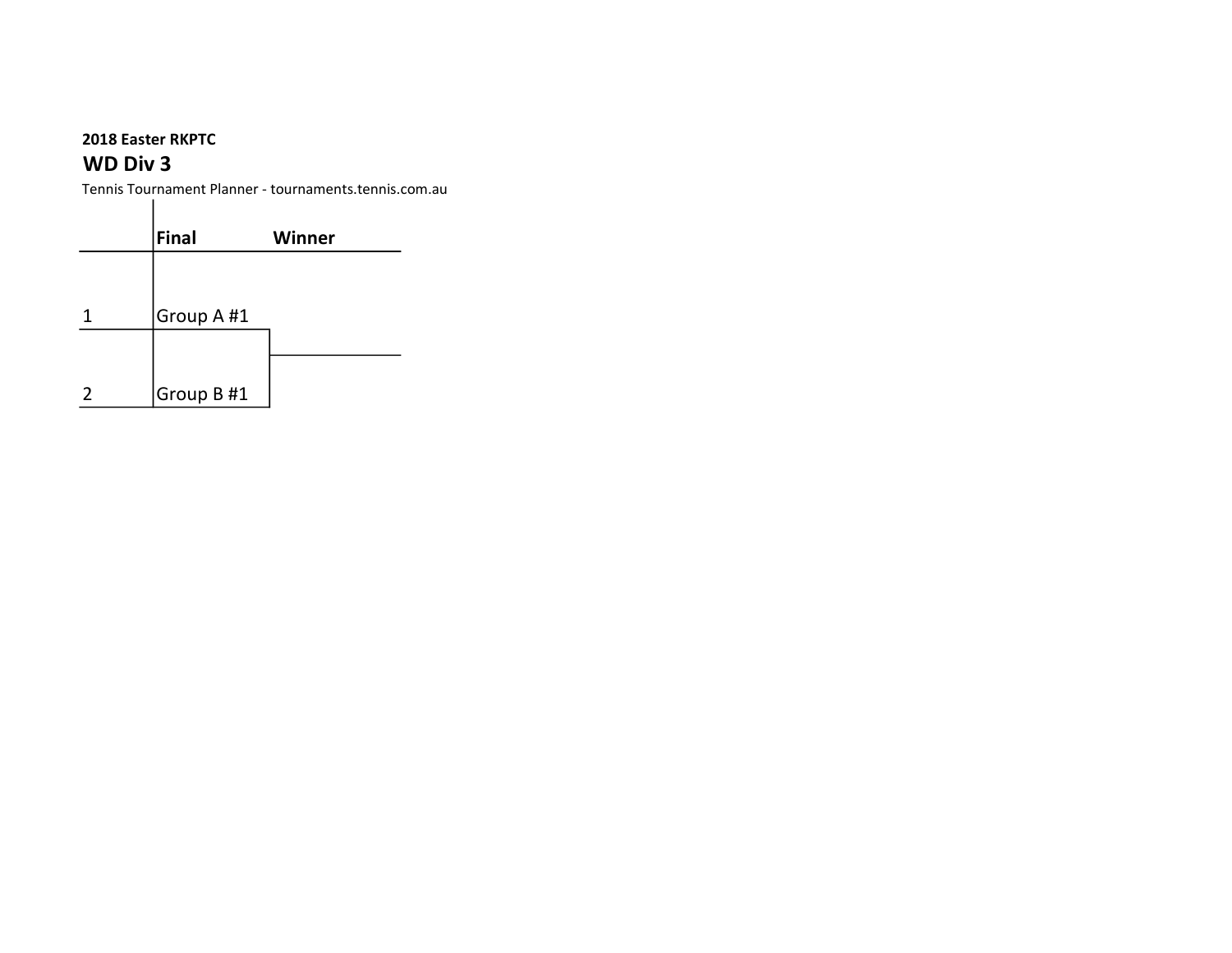**2018 Easter RKPTC**

## WD Div 3

Tennis Tournament Planner - tournaments.tennis.com.au

| | Final | Winner |
|---|---|---|
| 1 | Group A #1 | |
| 2 | Group B #1 | |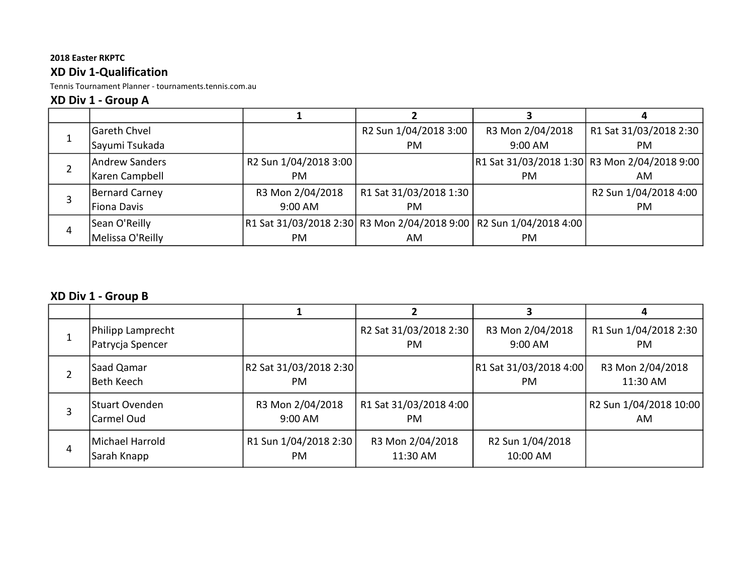**2018 Easter RKPTC**

## XD Div 1-Qualification

Tennis Tournament Planner - tournaments.tennis.com.au

### XD Div 1 - Group A

| | | 1 | 2 | 3 | 4 |
|---|---|---|---|---|---|
| 1 | Gareth Chvel<br>Sayumi Tsukada | | R2 Sun 1/04/2018 3:00 PM | R3 Mon 2/04/2018 9:00 AM | R1 Sat 31/03/2018 2:30 PM |
| 2 | Andrew Sanders<br>Karen Campbell | R2 Sun 1/04/2018 3:00 PM | | R1 Sat 31/03/2018 1:30 PM | R3 Mon 2/04/2018 9:00 AM |
| 3 | Bernard Carney<br>Fiona Davis | R3 Mon 2/04/2018 9:00 AM | R1 Sat 31/03/2018 1:30 PM | | R2 Sun 1/04/2018 4:00 PM |
| 4 | Sean O'Reilly<br>Melissa O'Reilly | R1 Sat 31/03/2018 2:30 PM | R3 Mon 2/04/2018 9:00 AM | R2 Sun 1/04/2018 4:00 PM | |

### XD Div 1 - Group B

| | | 1 | 2 | 3 | 4 |
|---|---|---|---|---|---|
| 1 | Philipp Lamprecht<br>Patrycja Spencer | | R2 Sat 31/03/2018 2:30 PM | R3 Mon 2/04/2018 9:00 AM | R1 Sun 1/04/2018 2:30 PM |
| 2 | Saad Qamar<br>Beth Keech | R2 Sat 31/03/2018 2:30 PM | | R1 Sat 31/03/2018 4:00 PM | R3 Mon 2/04/2018 11:30 AM |
| 3 | Stuart Ovenden<br>Carmel Oud | R3 Mon 2/04/2018 9:00 AM | R1 Sat 31/03/2018 4:00 PM | | R2 Sun 1/04/2018 10:00 AM |
| 4 | Michael Harrold<br>Sarah Knapp | R1 Sun 1/04/2018 2:30 PM | R3 Mon 2/04/2018 11:30 AM | R2 Sun 1/04/2018 10:00 AM | |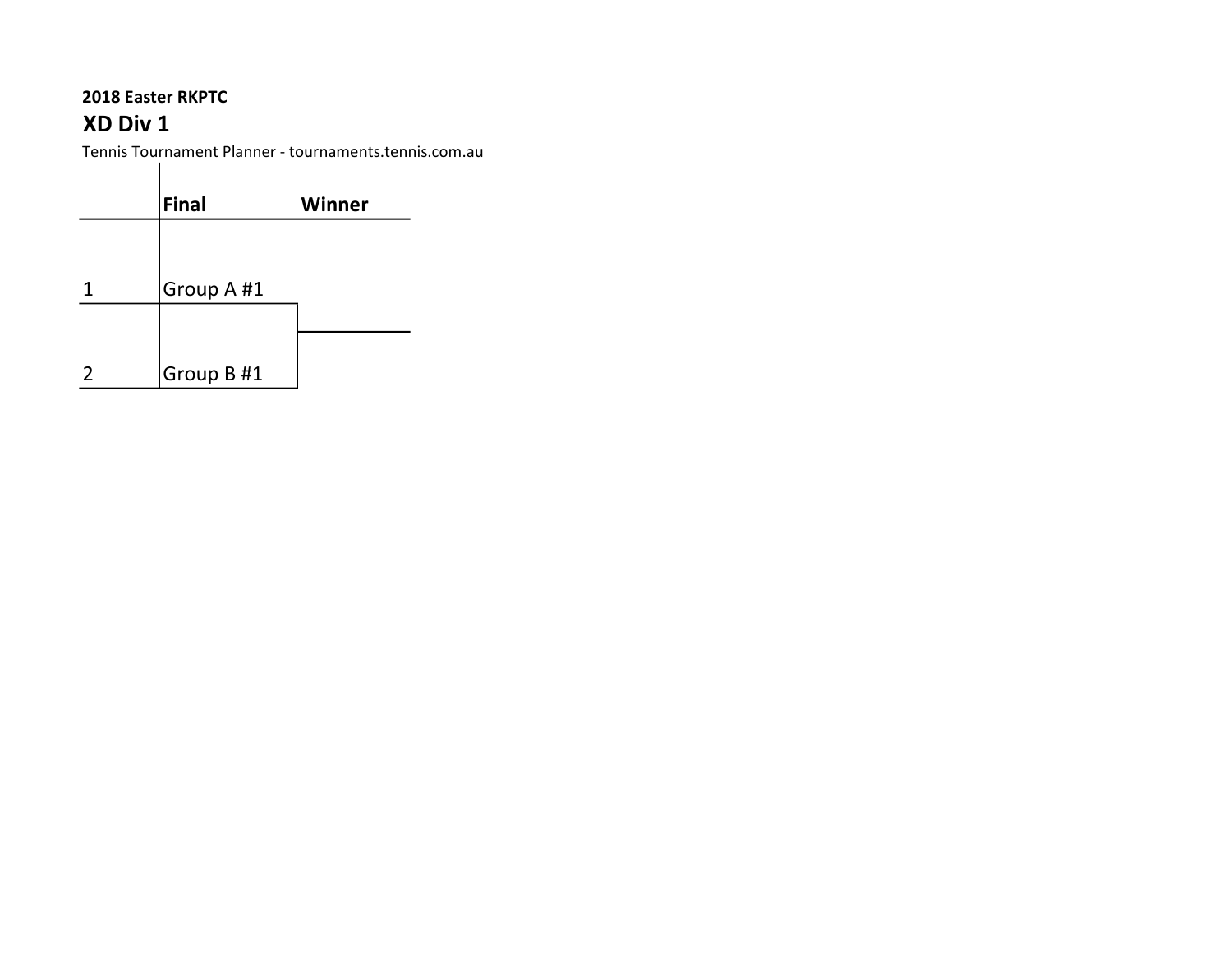**2018 Easter RKPTC**

## XD Div 1

Tennis Tournament Planner - tournaments.tennis.com.au

| | Final | Winner |
|---|---|---|
| 1 | Group A #1 | |
| 2 | Group B #1 | |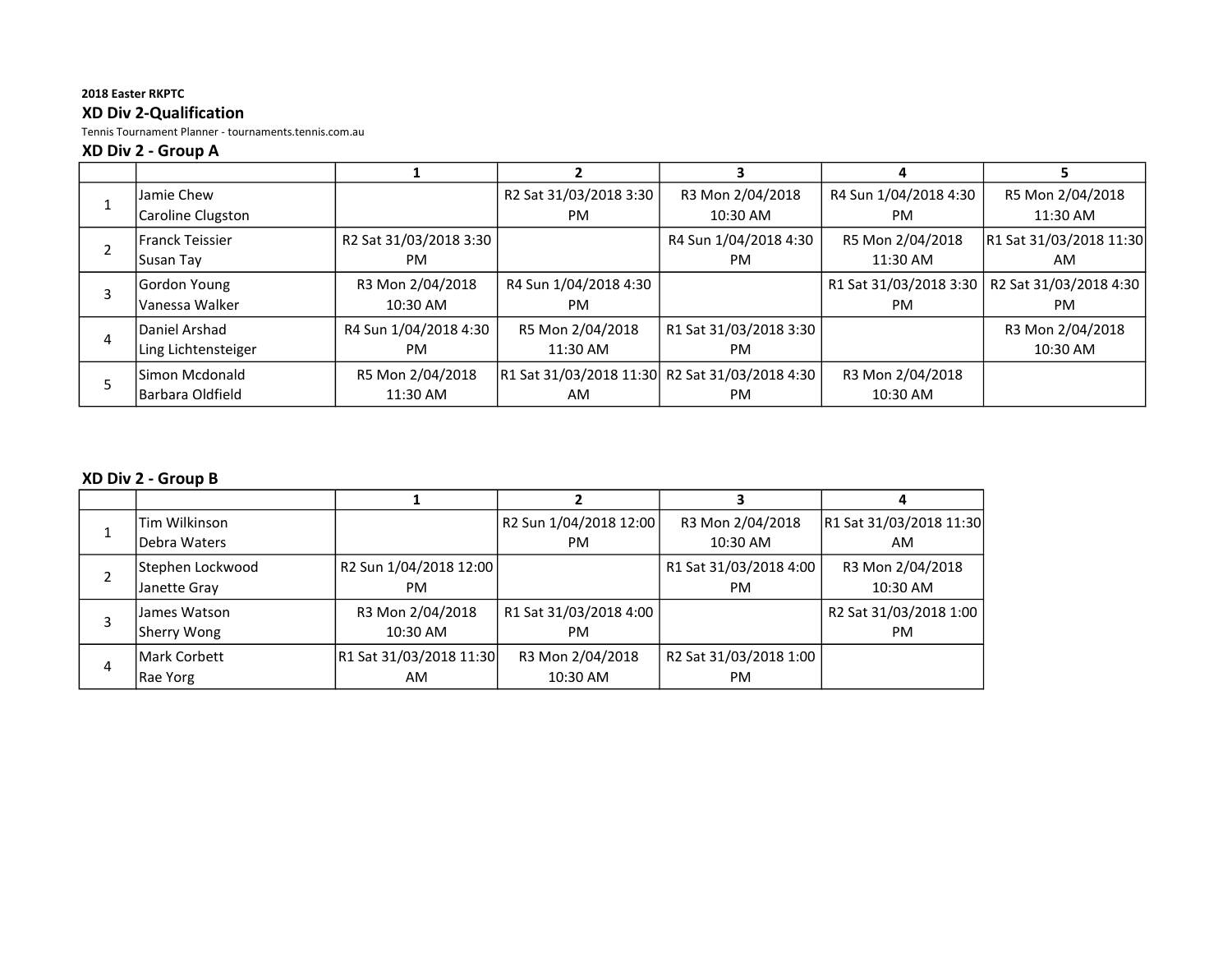**2018 Easter RKPTC**

## XD Div 2-Qualification

Tennis Tournament Planner - tournaments.tennis.com.au

### XD Div 2 - Group A

| | | 1 | 2 | 3 | 4 | 5 |
|---|---|---|---|---|---|---|
| 1 | Jamie Chew<br>Caroline Clugston | | R2 Sat 31/03/2018 3:30 PM | R3 Mon 2/04/2018 10:30 AM | R4 Sun 1/04/2018 4:30 PM | R5 Mon 2/04/2018 11:30 AM |
| 2 | Franck Teissier<br>Susan Tay | R2 Sat 31/03/2018 3:30 PM | | R4 Sun 1/04/2018 4:30 PM | R5 Mon 2/04/2018 11:30 AM | R1 Sat 31/03/2018 11:30 AM |
| 3 | Gordon Young<br>Vanessa Walker | R3 Mon 2/04/2018 10:30 AM | R4 Sun 1/04/2018 4:30 PM | | R1 Sat 31/03/2018 3:30 PM | R2 Sat 31/03/2018 4:30 PM |
| 4 | Daniel Arshad<br>Ling Lichtensteiger | R4 Sun 1/04/2018 4:30 PM | R5 Mon 2/04/2018 11:30 AM | R1 Sat 31/03/2018 3:30 PM | | R3 Mon 2/04/2018 10:30 AM |
| 5 | Simon Mcdonald<br>Barbara Oldfield | R5 Mon 2/04/2018 11:30 AM | R1 Sat 31/03/2018 11:30 AM | R2 Sat 31/03/2018 4:30 PM | R3 Mon 2/04/2018 10:30 AM | |

### XD Div 2 - Group B

| | | 1 | 2 | 3 | 4 |
|---|---|---|---|---|---|
| 1 | Tim Wilkinson<br>Debra Waters | | R2 Sun 1/04/2018 12:00 PM | R3 Mon 2/04/2018 10:30 AM | R1 Sat 31/03/2018 11:30 AM |
| 2 | Stephen Lockwood<br>Janette Gray | R2 Sun 1/04/2018 12:00 PM | | R1 Sat 31/03/2018 4:00 PM | R3 Mon 2/04/2018 10:30 AM |
| 3 | James Watson<br>Sherry Wong | R3 Mon 2/04/2018 10:30 AM | R1 Sat 31/03/2018 4:00 PM | | R2 Sat 31/03/2018 1:00 PM |
| 4 | Mark Corbett<br>Rae Yorg | R1 Sat 31/03/2018 11:30 AM | R3 Mon 2/04/2018 10:30 AM | R2 Sat 31/03/2018 1:00 PM | |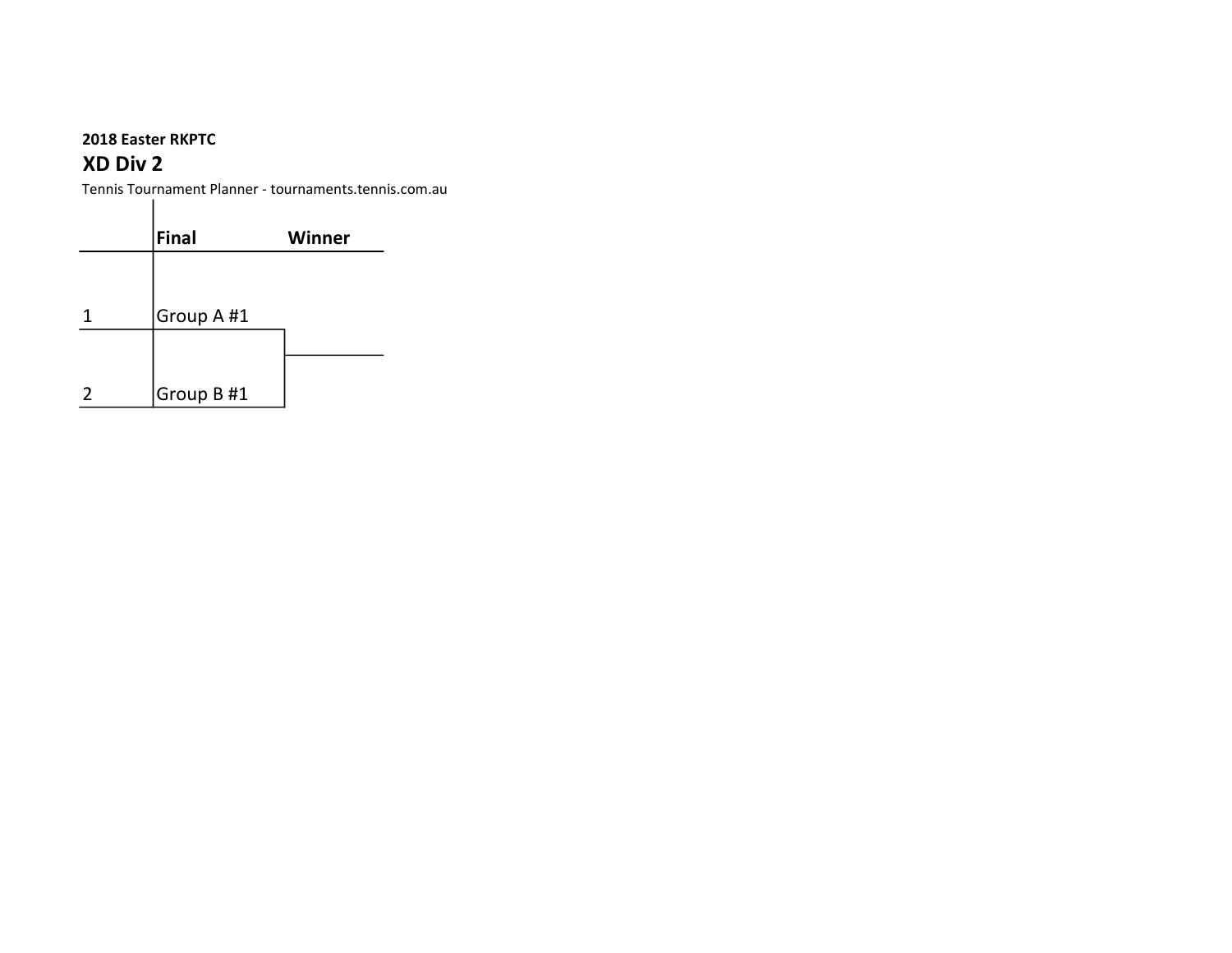**2018 Easter RKPTC**

## XD Div 2

Tennis Tournament Planner - tournaments.tennis.com.au

| | Final | Winner |
|---|---|---|
| 1 | Group A #1 | |
| 2 | Group B #1 | |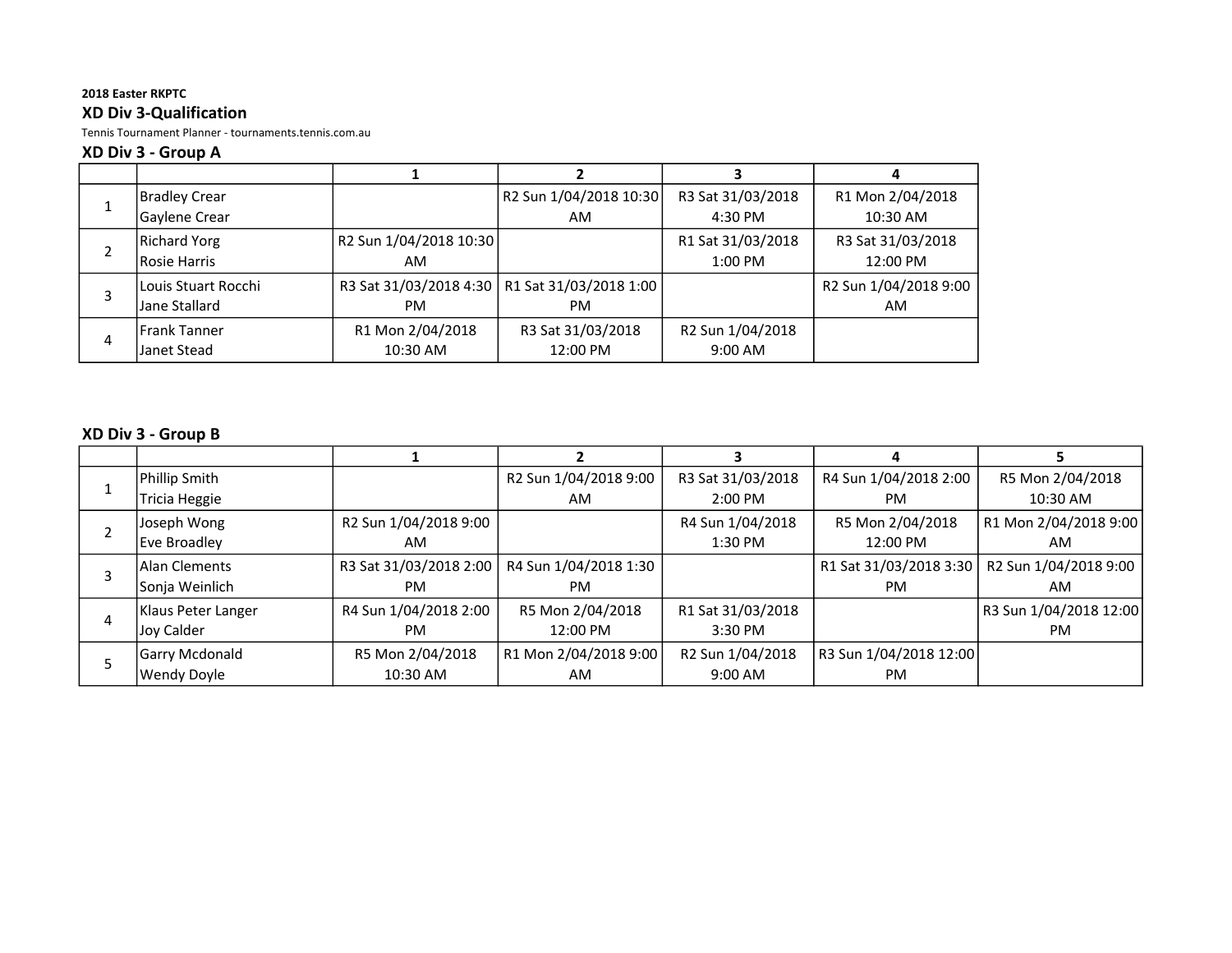**2018 Easter RKPTC**

## XD Div 3-Qualification

Tennis Tournament Planner - tournaments.tennis.com.au

### XD Div 3 - Group A

| | | 1 | 2 | 3 | 4 |
|---|---|---|---|---|---|
| 1 | Bradley Crear<br>Gaylene Crear | | R2 Sun 1/04/2018 10:30 AM | R3 Sat 31/03/2018 4:30 PM | R1 Mon 2/04/2018 10:30 AM |
| 2 | Richard Yorg<br>Rosie Harris | R2 Sun 1/04/2018 10:30 AM | | R1 Sat 31/03/2018 1:00 PM | R3 Sat 31/03/2018 12:00 PM |
| 3 | Louis Stuart Rocchi<br>Jane Stallard | R3 Sat 31/03/2018 4:30 PM | R1 Sat 31/03/2018 1:00 PM | | R2 Sun 1/04/2018 9:00 AM |
| 4 | Frank Tanner<br>Janet Stead | R1 Mon 2/04/2018 10:30 AM | R3 Sat 31/03/2018 12:00 PM | R2 Sun 1/04/2018 9:00 AM | |

### XD Div 3 - Group B

| | | 1 | 2 | 3 | 4 | 5 |
|---|---|---|---|---|---|---|
| 1 | Phillip Smith<br>Tricia Heggie | | R2 Sun 1/04/2018 9:00 AM | R3 Sat 31/03/2018 2:00 PM | R4 Sun 1/04/2018 2:00 PM | R5 Mon 2/04/2018 10:30 AM |
| 2 | Joseph Wong<br>Eve Broadley | R2 Sun 1/04/2018 9:00 AM | | R4 Sun 1/04/2018 1:30 PM | R5 Mon 2/04/2018 12:00 PM | R1 Mon 2/04/2018 9:00 AM |
| 3 | Alan Clements<br>Sonja Weinlich | R3 Sat 31/03/2018 2:00 PM | R4 Sun 1/04/2018 1:30 PM | | R1 Sat 31/03/2018 3:30 PM | R2 Sun 1/04/2018 9:00 AM |
| 4 | Klaus Peter Langer<br>Joy Calder | R4 Sun 1/04/2018 2:00 PM | R5 Mon 2/04/2018 12:00 PM | R1 Sat 31/03/2018 3:30 PM | | R3 Sun 1/04/2018 12:00 PM |
| 5 | Garry Mcdonald<br>Wendy Doyle | R5 Mon 2/04/2018 10:30 AM | R1 Mon 2/04/2018 9:00 AM | R2 Sun 1/04/2018 9:00 AM | R3 Sun 1/04/2018 12:00 PM | |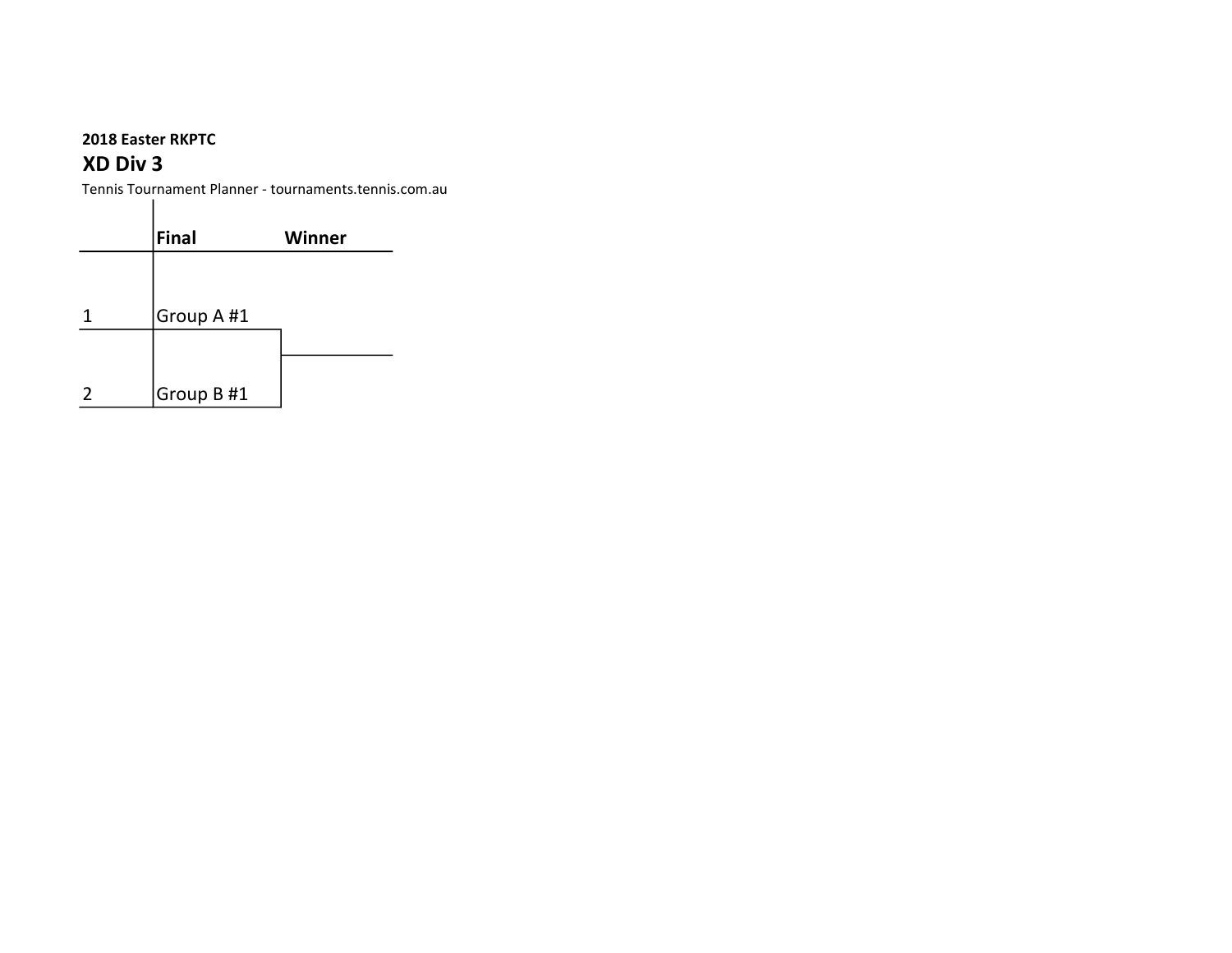**2018 Easter RKPTC**

## XD Div 3

Tennis Tournament Planner - tournaments.tennis.com.au

| | Final | Winner |
|---|---|---|
| 1 | Group A #1 | |
| 2 | Group B #1 | |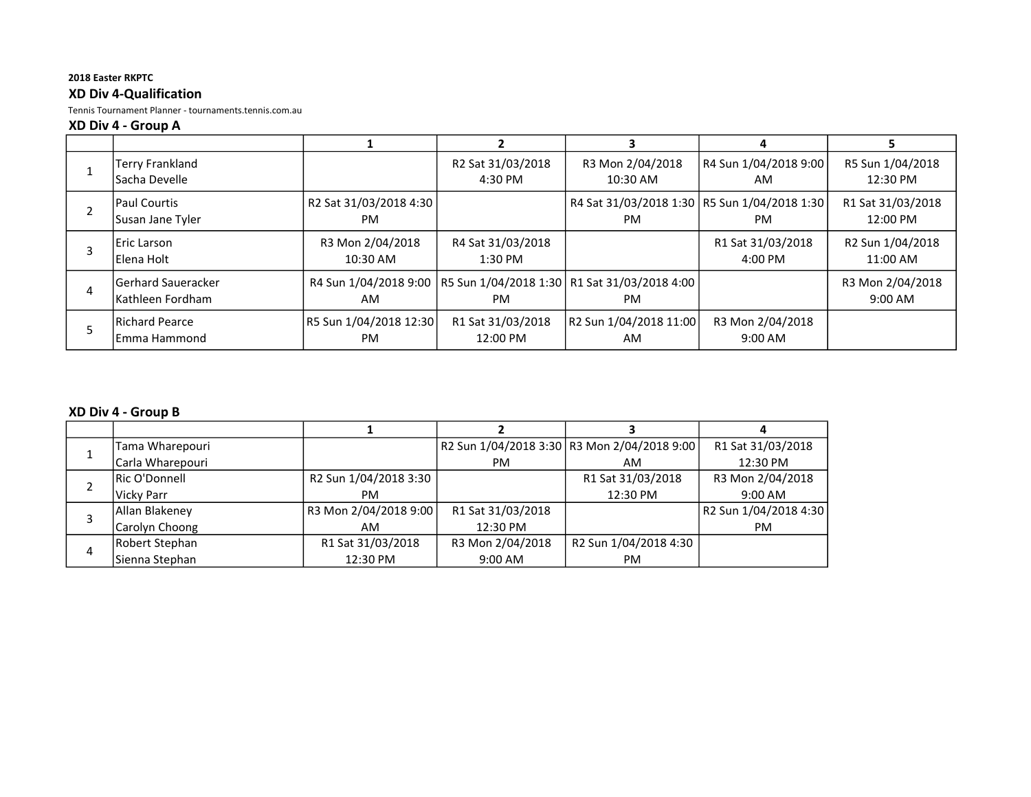**2018 Easter RKPTC**

## XD Div 4-Qualification

Tennis Tournament Planner - tournaments.tennis.com.au

### XD Div 4 - Group A

| | | 1 | 2 | 3 | 4 | 5 |
|---|---|---|---|---|---|---|
| 1 | Terry Frankland<br>Sacha Develle | | R2 Sat 31/03/2018 4:30 PM | R3 Mon 2/04/2018 10:30 AM | R4 Sun 1/04/2018 9:00 AM | R5 Sun 1/04/2018 12:30 PM |
| 2 | Paul Courtis<br>Susan Jane Tyler | R2 Sat 31/03/2018 4:30 PM | | R4 Sat 31/03/2018 1:30 PM | R5 Sun 1/04/2018 1:30 PM | R1 Sat 31/03/2018 12:00 PM |
| 3 | Eric Larson<br>Elena Holt | R3 Mon 2/04/2018 10:30 AM | R4 Sat 31/03/2018 1:30 PM | | R1 Sat 31/03/2018 4:00 PM | R2 Sun 1/04/2018 11:00 AM |
| 4 | Gerhard Saueracker<br>Kathleen Fordham | R4 Sun 1/04/2018 9:00 AM | R5 Sun 1/04/2018 1:30 PM | R1 Sat 31/03/2018 4:00 PM | | R3 Mon 2/04/2018 9:00 AM |
| 5 | Richard Pearce<br>Emma Hammond | R5 Sun 1/04/2018 12:30 PM | R1 Sat 31/03/2018 12:00 PM | R2 Sun 1/04/2018 11:00 AM | R3 Mon 2/04/2018 9:00 AM | |

### XD Div 4 - Group B

| | | 1 | 2 | 3 | 4 |
|---|---|---|---|---|---|
| 1 | Tama Wharepouri<br>Carla Wharepouri | | R2 Sun 1/04/2018 3:30 PM | R3 Mon 2/04/2018 9:00 AM | R1 Sat 31/03/2018 12:30 PM |
| 2 | Ric O'Donnell<br>Vicky Parr | R2 Sun 1/04/2018 3:30 PM | | R1 Sat 31/03/2018 12:30 PM | R3 Mon 2/04/2018 9:00 AM |
| 3 | Allan Blakeney<br>Carolyn Choong | R3 Mon 2/04/2018 9:00 AM | R1 Sat 31/03/2018 12:30 PM | | R2 Sun 1/04/2018 4:30 PM |
| 4 | Robert Stephan<br>Sienna Stephan | R1 Sat 31/03/2018 12:30 PM | R3 Mon 2/04/2018 9:00 AM | R2 Sun 1/04/2018 4:30 PM | |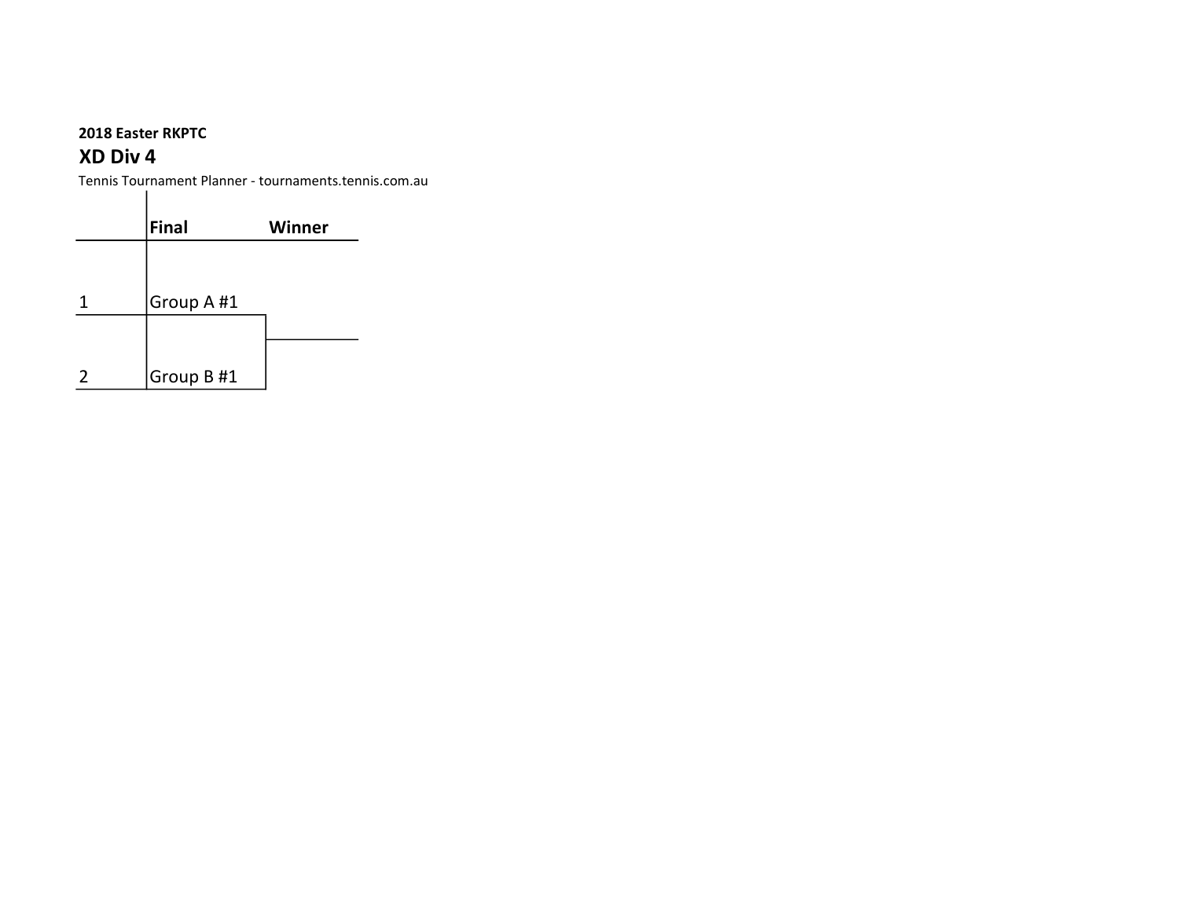**2018 Easter RKPTC**

## XD Div 4

Tennis Tournament Planner - tournaments.tennis.com.au

| | Final | Winner |
|---|---|---|
| 1 | Group A #1 | |
| 2 | Group B #1 | |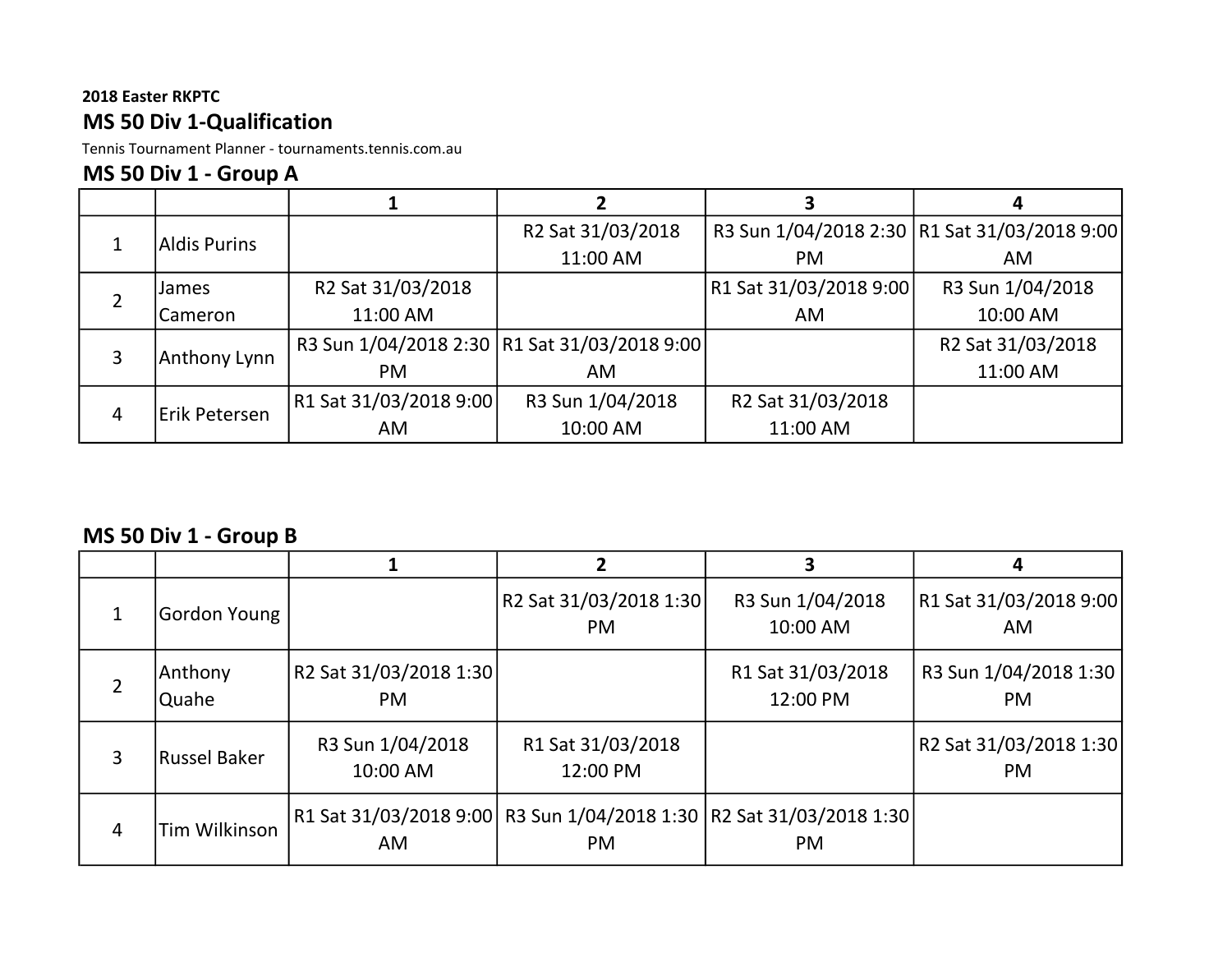**2018 Easter RKPTC**

## MS 50 Div 1-Qualification

Tennis Tournament Planner - tournaments.tennis.com.au

### MS 50 Div 1 - Group A

| | | 1 | 2 | 3 | 4 |
|---|---|---|---|---|---|
| 1 | Aldis Purins | | R2 Sat 31/03/2018 11:00 AM | R3 Sun 1/04/2018 2:30 PM | R1 Sat 31/03/2018 9:00 AM |
| 2 | James Cameron | R2 Sat 31/03/2018 11:00 AM | | R1 Sat 31/03/2018 9:00 AM | R3 Sun 1/04/2018 10:00 AM |
| 3 | Anthony Lynn | R3 Sun 1/04/2018 2:30 PM | R1 Sat 31/03/2018 9:00 AM | | R2 Sat 31/03/2018 11:00 AM |
| 4 | Erik Petersen | R1 Sat 31/03/2018 9:00 AM | R3 Sun 1/04/2018 10:00 AM | R2 Sat 31/03/2018 11:00 AM | |

### MS 50 Div 1 - Group B

| | | 1 | 2 | 3 | 4 |
|---|---|---|---|---|---|
| 1 | Gordon Young | | R2 Sat 31/03/2018 1:30 PM | R3 Sun 1/04/2018 10:00 AM | R1 Sat 31/03/2018 9:00 AM |
| 2 | Anthony Quahe | R2 Sat 31/03/2018 1:30 PM | | R1 Sat 31/03/2018 12:00 PM | R3 Sun 1/04/2018 1:30 PM |
| 3 | Russel Baker | R3 Sun 1/04/2018 10:00 AM | R1 Sat 31/03/2018 12:00 PM | | R2 Sat 31/03/2018 1:30 PM |
| 4 | Tim Wilkinson | R1 Sat 31/03/2018 9:00 AM | R3 Sun 1/04/2018 1:30 PM | R2 Sat 31/03/2018 1:30 PM | |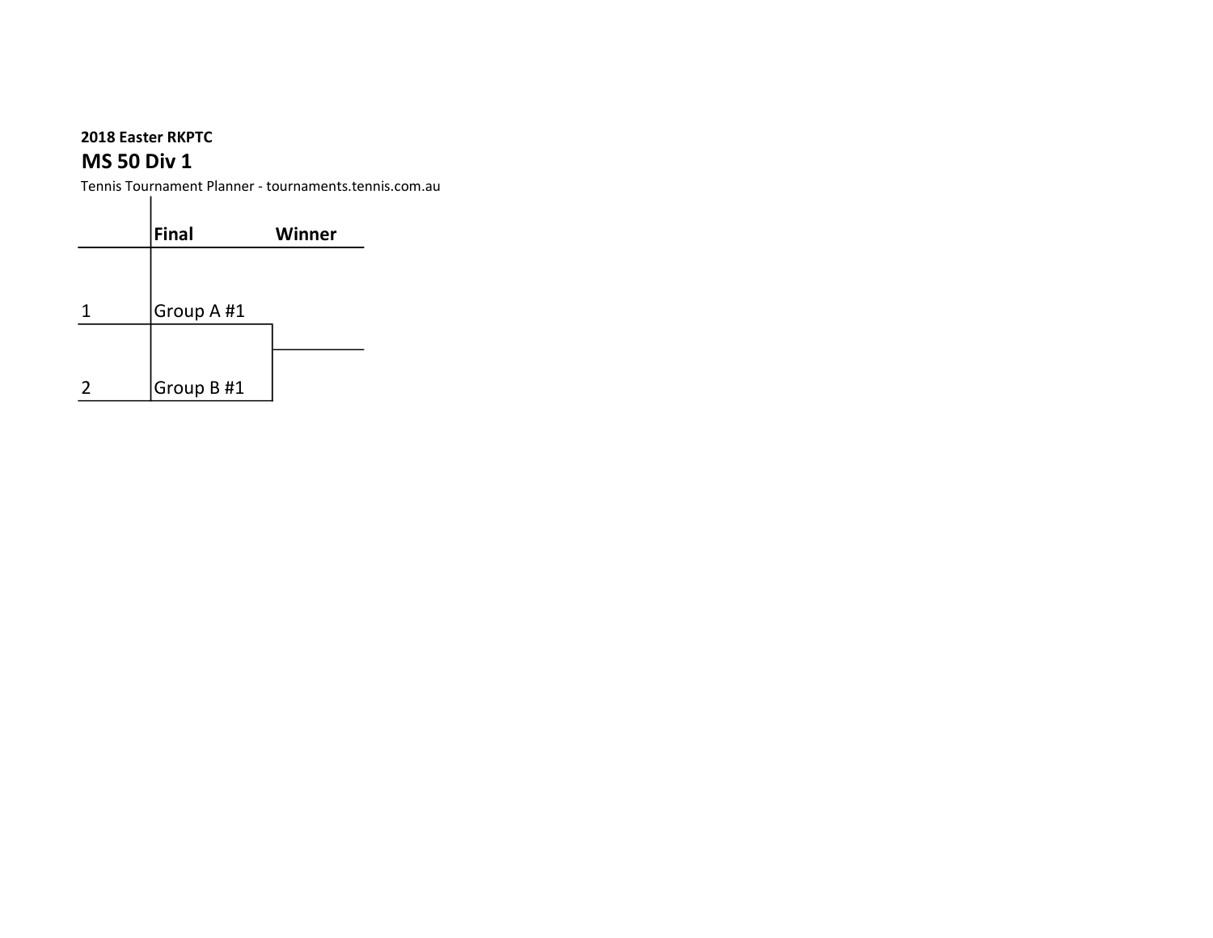**2018 Easter RKPTC**

## MS 50 Div 1

Tennis Tournament Planner - tournaments.tennis.com.au

| | Final | Winner |
|---|---|---|
| 1 | Group A #1 | |
| 2 | Group B #1 | |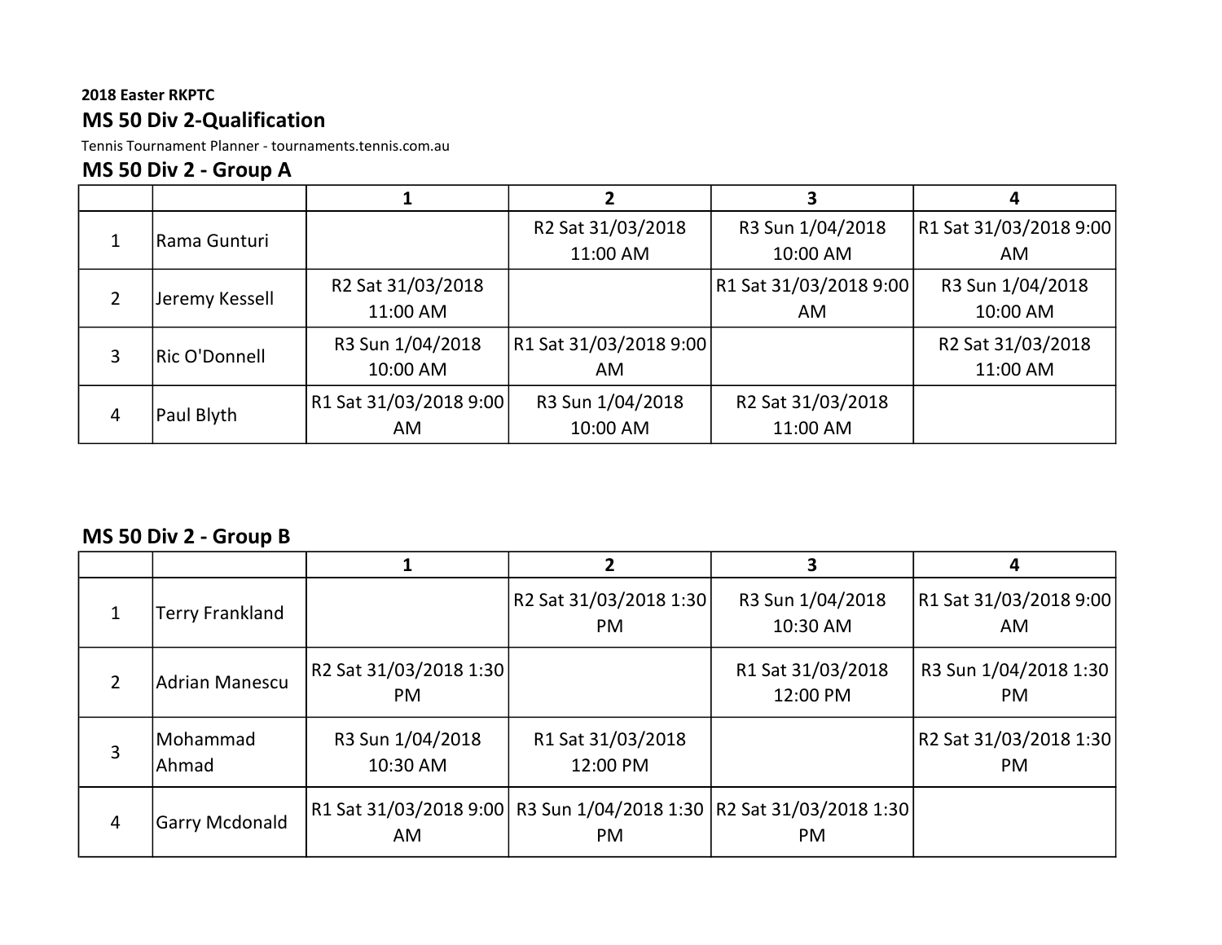**2018 Easter RKPTC**

## MS 50 Div 2-Qualification

Tennis Tournament Planner - tournaments.tennis.com.au

### MS 50 Div 2 - Group A

| | | 1 | 2 | 3 | 4 |
|---|---|---|---|---|---|
| 1 | Rama Gunturi | | R2 Sat 31/03/2018 11:00 AM | R3 Sun 1/04/2018 10:00 AM | R1 Sat 31/03/2018 9:00 AM |
| 2 | Jeremy Kessell | R2 Sat 31/03/2018 11:00 AM | | R1 Sat 31/03/2018 9:00 AM | R3 Sun 1/04/2018 10:00 AM |
| 3 | Ric O'Donnell | R3 Sun 1/04/2018 10:00 AM | R1 Sat 31/03/2018 9:00 AM | | R2 Sat 31/03/2018 11:00 AM |
| 4 | Paul Blyth | R1 Sat 31/03/2018 9:00 AM | R3 Sun 1/04/2018 10:00 AM | R2 Sat 31/03/2018 11:00 AM | |

### MS 50 Div 2 - Group B

| | | 1 | 2 | 3 | 4 |
|---|---|---|---|---|---|
| 1 | Terry Frankland | | R2 Sat 31/03/2018 1:30 PM | R3 Sun 1/04/2018 10:30 AM | R1 Sat 31/03/2018 9:00 AM |
| 2 | Adrian Manescu | R2 Sat 31/03/2018 1:30 PM | | R1 Sat 31/03/2018 12:00 PM | R3 Sun 1/04/2018 1:30 PM |
| 3 | Mohammad Ahmad | R3 Sun 1/04/2018 10:30 AM | R1 Sat 31/03/2018 12:00 PM | | R2 Sat 31/03/2018 1:30 PM |
| 4 | Garry Mcdonald | R1 Sat 31/03/2018 9:00 AM | R3 Sun 1/04/2018 1:30 PM | R2 Sat 31/03/2018 1:30 PM | |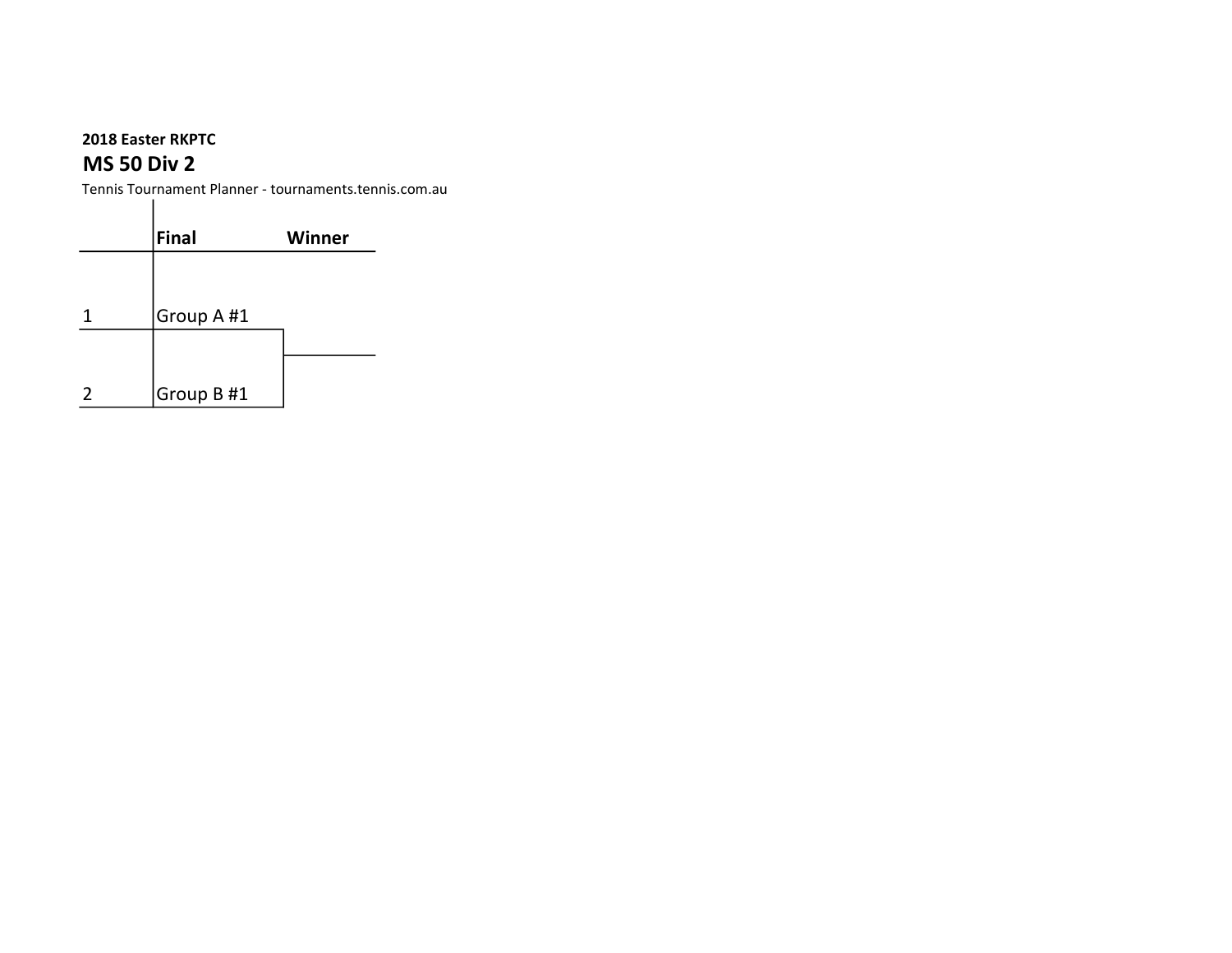**2018 Easter RKPTC**

## MS 50 Div 2

Tennis Tournament Planner - tournaments.tennis.com.au

| | Final | Winner |
|---|---|---|
| 1 | Group A #1 | |
| 2 | Group B #1 | |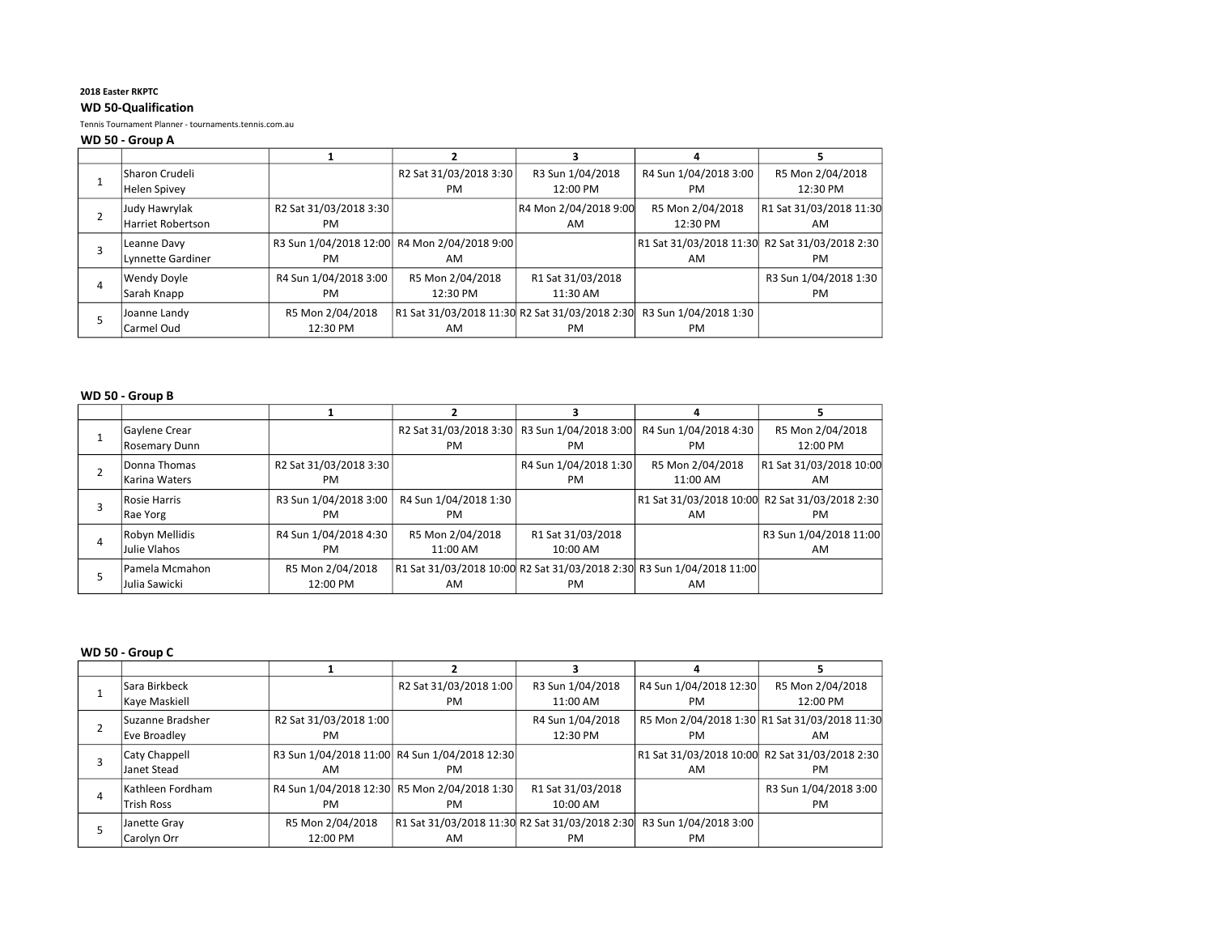**2018 Easter RKPTC**

## WD 50-Qualification

Tennis Tournament Planner - tournaments.tennis.com.au

### WD 50 - Group A

| | | 1 | 2 | 3 | 4 | 5 |
|---|---|---|---|---|---|---|
| 1 | Sharon Crudeli<br>Helen Spivey | | R2 Sat 31/03/2018 3:30 PM | R3 Sun 1/04/2018 12:00 PM | R4 Sun 1/04/2018 3:00 PM | R5 Mon 2/04/2018 12:30 PM |
| 2 | Judy Hawrylak<br>Harriet Robertson | R2 Sat 31/03/2018 3:30 PM | | R4 Mon 2/04/2018 9:00 AM | R5 Mon 2/04/2018 12:30 PM | R1 Sat 31/03/2018 11:30 AM |
| 3 | Leanne Davy<br>Lynnette Gardiner | R3 Sun 1/04/2018 12:00 PM | R4 Mon 2/04/2018 9:00 AM | | R1 Sat 31/03/2018 11:30 AM | R2 Sat 31/03/2018 2:30 PM |
| 4 | Wendy Doyle<br>Sarah Knapp | R4 Sun 1/04/2018 3:00 PM | R5 Mon 2/04/2018 12:30 PM | R1 Sat 31/03/2018 11:30 AM | | R3 Sun 1/04/2018 1:30 PM |
| 5 | Joanne Landy<br>Carmel Oud | R5 Mon 2/04/2018 12:30 PM | R1 Sat 31/03/2018 11:30 AM | R2 Sat 31/03/2018 2:30 PM | R3 Sun 1/04/2018 1:30 PM | |

### WD 50 - Group B

| | | 1 | 2 | 3 | 4 | 5 |
|---|---|---|---|---|---|---|
| 1 | Gaylene Crear<br>Rosemary Dunn | | R2 Sat 31/03/2018 3:30 PM | R3 Sun 1/04/2018 3:00 PM | R4 Sun 1/04/2018 4:30 PM | R5 Mon 2/04/2018 12:00 PM |
| 2 | Donna Thomas<br>Karina Waters | R2 Sat 31/03/2018 3:30 PM | | R4 Sun 1/04/2018 1:30 PM | R5 Mon 2/04/2018 11:00 AM | R1 Sat 31/03/2018 10:00 AM |
| 3 | Rosie Harris<br>Rae Yorg | R3 Sun 1/04/2018 3:00 PM | R4 Sun 1/04/2018 1:30 PM | | R1 Sat 31/03/2018 10:00 AM | R2 Sat 31/03/2018 2:30 PM |
| 4 | Robyn Mellidis<br>Julie Vlahos | R4 Sun 1/04/2018 4:30 PM | R5 Mon 2/04/2018 11:00 AM | R1 Sat 31/03/2018 10:00 AM | | R3 Sun 1/04/2018 11:00 AM |
| 5 | Pamela Mcmahon<br>Julia Sawicki | R5 Mon 2/04/2018 12:00 PM | R1 Sat 31/03/2018 10:00 AM | R2 Sat 31/03/2018 2:30 PM | R3 Sun 1/04/2018 11:00 AM | |

### WD 50 - Group C

| | | 1 | 2 | 3 | 4 | 5 |
|---|---|---|---|---|---|---|
| 1 | Sara Birkbeck<br>Kaye Maskiell | | R2 Sat 31/03/2018 1:00 PM | R3 Sun 1/04/2018 11:00 AM | R4 Sun 1/04/2018 12:30 PM | R5 Mon 2/04/2018 12:00 PM |
| 2 | Suzanne Bradsher<br>Eve Broadley | R2 Sat 31/03/2018 1:00 PM | | R4 Sun 1/04/2018 12:30 PM | R5 Mon 2/04/2018 1:30 PM | R1 Sat 31/03/2018 11:30 AM |
| 3 | Caty Chappell<br>Janet Stead | R3 Sun 1/04/2018 11:00 AM | R4 Sun 1/04/2018 12:30 PM | | R1 Sat 31/03/2018 10:00 AM | R2 Sat 31/03/2018 2:30 PM |
| 4 | Kathleen Fordham<br>Trish Ross | R4 Sun 1/04/2018 12:30 PM | R5 Mon 2/04/2018 1:30 PM | R1 Sat 31/03/2018 10:00 AM | | R3 Sun 1/04/2018 3:00 PM |
| 5 | Janette Gray<br>Carolyn Orr | R5 Mon 2/04/2018 12:00 PM | R1 Sat 31/03/2018 11:30 AM | R2 Sat 31/03/2018 2:30 PM | R3 Sun 1/04/2018 3:00 PM | |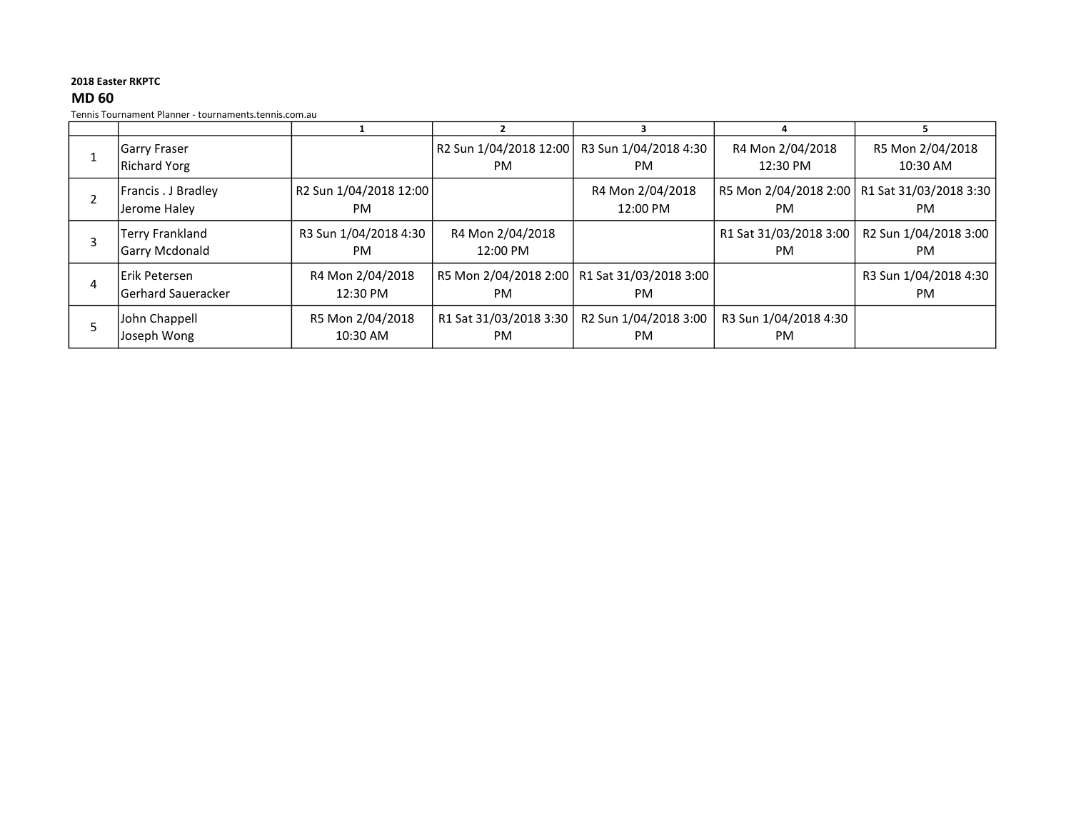**2018 Easter RKPTC**

## MD 60

Tennis Tournament Planner - tournaments.tennis.com.au

| | | 1 | 2 | 3 | 4 | 5 |
|---|---|---|---|---|---|---|
| 1 | Garry Fraser<br>Richard Yorg | | R2 Sun 1/04/2018 12:00 PM | R3 Sun 1/04/2018 4:30 PM | R4 Mon 2/04/2018 12:30 PM | R5 Mon 2/04/2018 10:30 AM |
| 2 | Francis . J Bradley<br>Jerome Haley | R2 Sun 1/04/2018 12:00 PM | | R4 Mon 2/04/2018 12:00 PM | R5 Mon 2/04/2018 2:00 PM | R1 Sat 31/03/2018 3:30 PM |
| 3 | Terry Frankland<br>Garry Mcdonald | R3 Sun 1/04/2018 4:30 PM | R4 Mon 2/04/2018 12:00 PM | | R1 Sat 31/03/2018 3:00 PM | R2 Sun 1/04/2018 3:00 PM |
| 4 | Erik Petersen<br>Gerhard Saueracker | R4 Mon 2/04/2018 12:30 PM | R5 Mon 2/04/2018 2:00 PM | R1 Sat 31/03/2018 3:00 PM | | R3 Sun 1/04/2018 4:30 PM |
| 5 | John Chappell<br>Joseph Wong | R5 Mon 2/04/2018 10:30 AM | R1 Sat 31/03/2018 3:30 PM | R2 Sun 1/04/2018 3:00 PM | R3 Sun 1/04/2018 4:30 PM | |